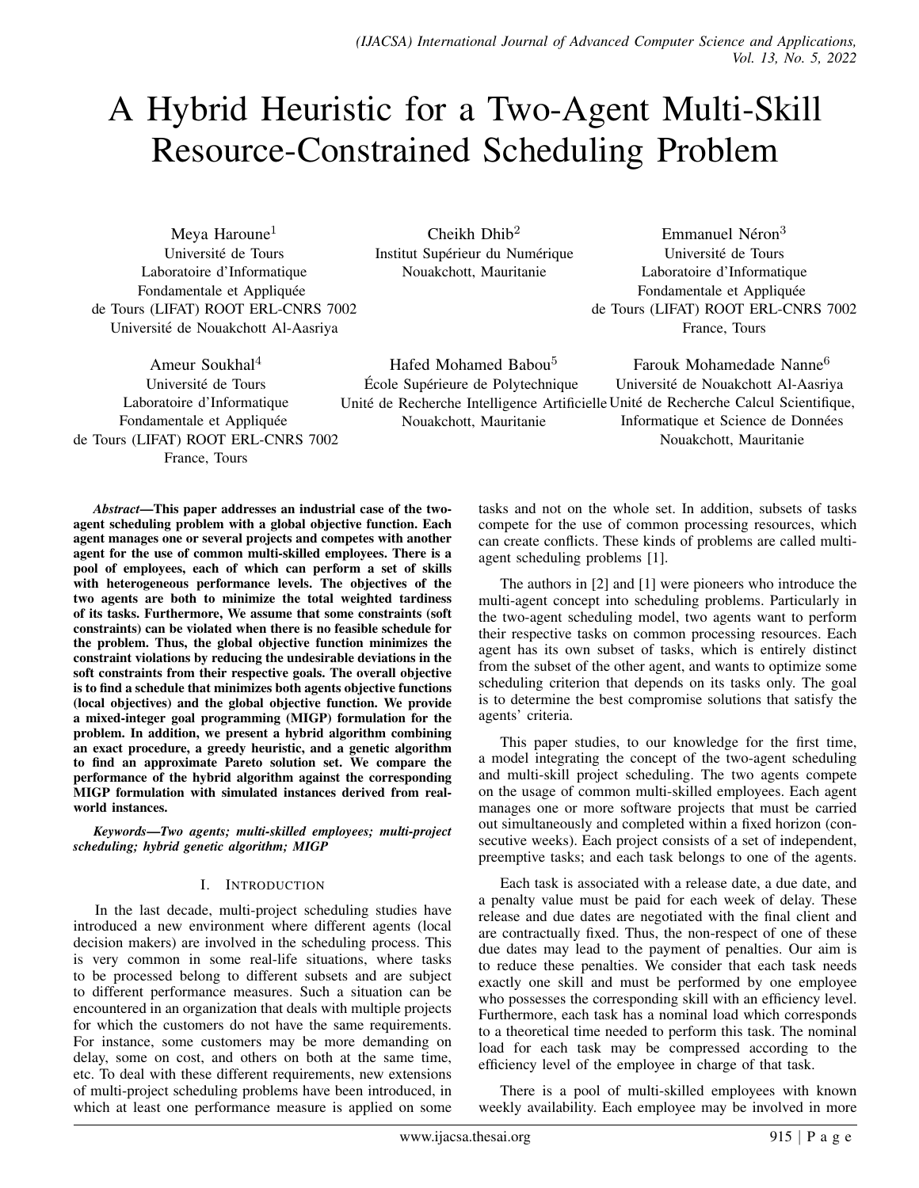# A Hybrid Heuristic for a Two-Agent Multi-Skill Resource-Constrained Scheduling Problem

Meya Haroune[1]
Université de Tours
Laboratoire d'Informatique
Fondamentale et Appliquée
de Tours (LIFAT) ROOT ERL-CNRS 7002
Université de Nouakchott Al-Aasriya

Cheikh Dhib[2]
Institut Supérieur du Numérique
Nouakchott, Mauritanie

Emmanuel Néron[3]
Université de Tours
Laboratoire d'Informatique
Fondamentale et Appliquée
de Tours (LIFAT) ROOT ERL-CNRS 7002
France, Tours

Ameur Soukhal[4]
Université de Tours
Laboratoire d'Informatique
Fondamentale et Appliquée
de Tours (LIFAT) ROOT ERL-CNRS 7002
France, Tours

Hafed Mohamed Babou[5]
École Supérieure de Polytechnique
Unité de Recherche Intelligence Artificielle
Nouakchott, Mauritanie

Farouk Mohamedade Nanne[6]
Université de Nouakchott Al-Aasriya
Unité de Recherche Calcul Scientifique,
Informatique et Science de Données
Nouakchott, Mauritanie

***Abstract*—This paper addresses an industrial case of the two-agent scheduling problem with a global objective function. Each agent manages one or several projects and competes with another agent for the use of common multi-skilled employees. There is a pool of employees, each of which can perform a set of skills with heterogeneous performance levels. The objectives of the two agents are both to minimize the total weighted tardiness of its tasks. Furthermore, We assume that some constraints (soft constraints) can be violated when there is no feasible schedule for the problem. Thus, the global objective function minimizes the constraint violations by reducing the undesirable deviations in the soft constraints from their respective goals. The overall objective is to find a schedule that minimizes both agents objective functions (local objectives) and the global objective function. We provide a mixed-integer goal programming (MIGP) formulation for the problem. In addition, we present a hybrid algorithm combining an exact procedure, a greedy heuristic, and a genetic algorithm to find an approximate Pareto solution set. We compare the performance of the hybrid algorithm against the corresponding MIGP formulation with simulated instances derived from real-world instances.**

***Keywords*—Two agents; multi-skilled employees; multi-project scheduling; hybrid genetic algorithm; MIGP**

## I. Introduction

In the last decade, multi-project scheduling studies have introduced a new environment where different agents (local decision makers) are involved in the scheduling process. This is very common in some real-life situations, where tasks to be processed belong to different subsets and are subject to different performance measures. Such a situation can be encountered in an organization that deals with multiple projects for which the customers do not have the same requirements. For instance, some customers may be more demanding on delay, some on cost, and others on both at the same time, etc. To deal with these different requirements, new extensions of multi-project scheduling problems have been introduced, in which at least one performance measure is applied on some tasks and not on the whole set. In addition, subsets of tasks compete for the use of common processing resources, which can create conflicts. These kinds of problems are called multi-agent scheduling problems [1].

The authors in [2] and [1] were pioneers who introduce the multi-agent concept into scheduling problems. Particularly in the two-agent scheduling model, two agents want to perform their respective tasks on common processing resources. Each agent has its own subset of tasks, which is entirely distinct from the subset of the other agent, and wants to optimize some scheduling criterion that depends on its tasks only. The goal is to determine the best compromise solutions that satisfy the agents' criteria.

This paper studies, to our knowledge for the first time, a model integrating the concept of the two-agent scheduling and multi-skill project scheduling. The two agents compete on the usage of common multi-skilled employees. Each agent manages one or more software projects that must be carried out simultaneously and completed within a fixed horizon (consecutive weeks). Each project consists of a set of independent, preemptive tasks; and each task belongs to one of the agents.

Each task is associated with a release date, a due date, and a penalty value must be paid for each week of delay. These release and due dates are negotiated with the final client and are contractually fixed. Thus, the non-respect of one of these due dates may lead to the payment of penalties. Our aim is to reduce these penalties. We consider that each task needs exactly one skill and must be performed by one employee who possesses the corresponding skill with an efficiency level. Furthermore, each task has a nominal load which corresponds to a theoretical time needed to perform this task. The nominal load for each task may be compressed according to the efficiency level of the employee in charge of that task.

There is a pool of multi-skilled employees with known weekly availability. Each employee may be involved in more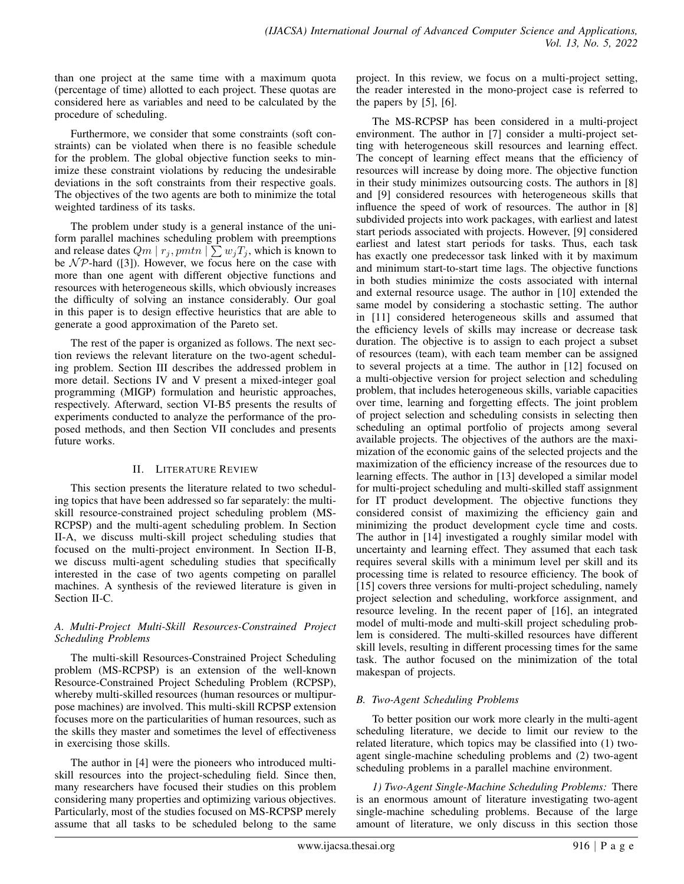than one project at the same time with a maximum quota (percentage of time) allotted to each project. These quotas are considered here as variables and need to be calculated by the procedure of scheduling.

Furthermore, we consider that some constraints (soft constraints) can be violated when there is no feasible schedule for the problem. The global objective function seeks to minimize these constraint violations by reducing the undesirable deviations in the soft constraints from their respective goals. The objectives of the two agents are both to minimize the total weighted tardiness of its tasks.

The problem under study is a general instance of the uniform parallel machines scheduling problem with preemptions and release dates $Qm \mid r_j, pmtn \mid \sum w_j T_j$, which is known to be $\mathcal{NP}$-hard ([3]). However, we focus here on the case with more than one agent with different objective functions and resources with heterogeneous skills, which obviously increases the difficulty of solving an instance considerably. Our goal in this paper is to design effective heuristics that are able to generate a good approximation of the Pareto set.

The rest of the paper is organized as follows. The next section reviews the relevant literature on the two-agent scheduling problem. Section III describes the addressed problem in more detail. Sections IV and V present a mixed-integer goal programming (MIGP) formulation and heuristic approaches, respectively. Afterward, section VI-B5 presents the results of experiments conducted to analyze the performance of the proposed methods, and then Section VII concludes and presents future works.

## II. Literature Review

This section presents the literature related to two scheduling topics that have been addressed so far separately: the multi-skill resource-constrained project scheduling problem (MS-RCPSP) and the multi-agent scheduling problem. In Section II-A, we discuss multi-skill project scheduling studies that focused on the multi-project environment. In Section II-B, we discuss multi-agent scheduling studies that specifically interested in the case of two agents competing on parallel machines. A synthesis of the reviewed literature is given in Section II-C.

### *A. Multi-Project Multi-Skill Resources-Constrained Project Scheduling Problems*

The multi-skill Resources-Constrained Project Scheduling problem (MS-RCPSP) is an extension of the well-known Resource-Constrained Project Scheduling Problem (RCPSP), whereby multi-skilled resources (human resources or multipurpose machines) are involved. This multi-skill RCPSP extension focuses more on the particularities of human resources, such as the skills they master and sometimes the level of effectiveness in exercising those skills.

The author in [4] were the pioneers who introduced multi-skill resources into the project-scheduling field. Since then, many researchers have focused their studies on this problem considering many properties and optimizing various objectives. Particularly, most of the studies focused on MS-RCPSP merely assume that all tasks to be scheduled belong to the same project. In this review, we focus on a multi-project setting, the reader interested in the mono-project case is referred to the papers by [5], [6].

The MS-RCPSP has been considered in a multi-project environment. The author in [7] consider a multi-project setting with heterogeneous skill resources and learning effect. The concept of learning effect means that the efficiency of resources will increase by doing more. The objective function in their study minimizes outsourcing costs. The authors in [8] and [9] considered resources with heterogeneous skills that influence the speed of work of resources. The author in [8] subdivided projects into work packages, with earliest and latest start periods associated with projects. However, [9] considered earliest and latest start periods for tasks. Thus, each task has exactly one predecessor task linked with it by maximum and minimum start-to-start time lags. The objective functions in both studies minimize the costs associated with internal and external resource usage. The author in [10] extended the same model by considering a stochastic setting. The author in [11] considered heterogeneous skills and assumed that the efficiency levels of skills may increase or decrease task duration. The objective is to assign to each project a subset of resources (team), with each team member can be assigned to several projects at a time. The author in [12] focused on a multi-objective version for project selection and scheduling problem, that includes heterogeneous skills, variable capacities over time, learning and forgetting effects. The joint problem of project selection and scheduling consists in selecting then scheduling an optimal portfolio of projects among several available projects. The objectives of the authors are the maximization of the economic gains of the selected projects and the maximization of the efficiency increase of the resources due to learning effects. The author in [13] developed a similar model for multi-project scheduling and multi-skilled staff assignment for IT product development. The objective functions they considered consist of maximizing the efficiency gain and minimizing the product development cycle time and costs. The author in [14] investigated a roughly similar model with uncertainty and learning effect. They assumed that each task requires several skills with a minimum level per skill and its processing time is related to resource efficiency. The book of [15] covers three versions for multi-project scheduling, namely project selection and scheduling, workforce assignment, and resource leveling. In the recent paper of [16], an integrated model of multi-mode and multi-skill project scheduling problem is considered. The multi-skilled resources have different skill levels, resulting in different processing times for the same task. The author focused on the minimization of the total makespan of projects.

### *B. Two-Agent Scheduling Problems*

To better position our work more clearly in the multi-agent scheduling literature, we decide to limit our review to the related literature, which topics may be classified into (1) two-agent single-machine scheduling problems and (2) two-agent scheduling problems in a parallel machine environment.

*1) Two-Agent Single-Machine Scheduling Problems:* There is an enormous amount of literature investigating two-agent single-machine scheduling problems. Because of the large amount of literature, we only discuss in this section those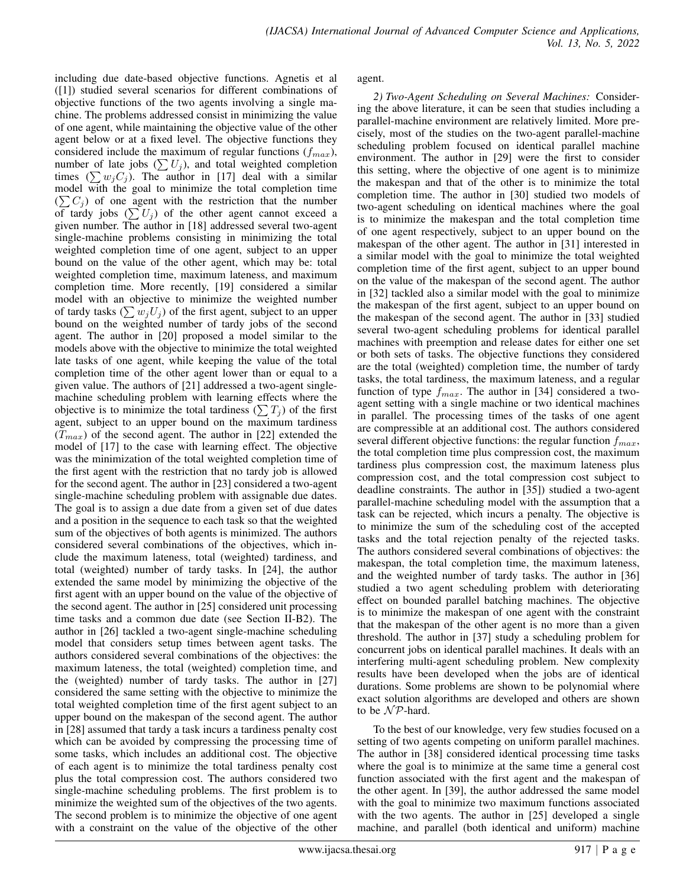including due date-based objective functions. Agnetis et al ([1]) studied several scenarios for different combinations of objective functions of the two agents involving a single machine. The problems addressed consist in minimizing the value of one agent, while maintaining the objective value of the other agent below or at a fixed level. The objective functions they considered include the maximum of regular functions ($f_{max}$), number of late jobs ($\sum U_j$), and total weighted completion times ($\sum w_jC_j$). The author in [17] deal with a similar model with the goal to minimize the total completion time ($\sum C_j$) of one agent with the restriction that the number of tardy jobs ($\sum U_j$) of the other agent cannot exceed a given number. The author in [18] addressed several two-agent single-machine problems consisting in minimizing the total weighted completion time of one agent, subject to an upper bound on the value of the other agent, which may be: total weighted completion time, maximum lateness, and maximum completion time. More recently, [19] considered a similar model with an objective to minimize the weighted number of tardy tasks ($\sum w_jU_j$) of the first agent, subject to an upper bound on the weighted number of tardy jobs of the second agent. The author in [20] proposed a model similar to the models above with the objective to minimize the total weighted late tasks of one agent, while keeping the value of the total completion time of the other agent lower than or equal to a given value. The authors of [21] addressed a two-agent single-machine scheduling problem with learning effects where the objective is to minimize the total tardiness ($\sum T_j$) of the first agent, subject to an upper bound on the maximum tardiness ($T_{max}$) of the second agent. The author in [22] extended the model of [17] to the case with learning effect. The objective was the minimization of the total weighted completion time of the first agent with the restriction that no tardy job is allowed for the second agent. The author in [23] considered a two-agent single-machine scheduling problem with assignable due dates. The goal is to assign a due date from a given set of due dates and a position in the sequence to each task so that the weighted sum of the objectives of both agents is minimized. The authors considered several combinations of the objectives, which include the maximum lateness, total (weighted) tardiness, and total (weighted) number of tardy tasks. In [24], the author extended the same model by minimizing the objective of the first agent with an upper bound on the value of the objective of the second agent. The author in [25] considered unit processing time tasks and a common due date (see Section II-B2). The author in [26] tackled a two-agent single-machine scheduling model that considers setup times between agent tasks. The authors considered several combinations of the objectives: the maximum lateness, the total (weighted) completion time, and the (weighted) number of tardy tasks. The author in [27] considered the same setting with the objective to minimize the total weighted completion time of the first agent subject to an upper bound on the makespan of the second agent. The author in [28] assumed that tardy a task incurs a tardiness penalty cost which can be avoided by compressing the processing time of some tasks, which includes an additional cost. The objective of each agent is to minimize the total tardiness penalty cost plus the total compression cost. The authors considered two single-machine scheduling problems. The first problem is to minimize the weighted sum of the objectives of the two agents. The second problem is to minimize the objective of one agent with a constraint on the value of the objective of the other agent.

*2) Two-Agent Scheduling on Several Machines:* Considering the above literature, it can be seen that studies including a parallel-machine environment are relatively limited. More precisely, most of the studies on the two-agent parallel-machine scheduling problem focused on identical parallel machine environment. The author in [29] were the first to consider this setting, where the objective of one agent is to minimize the makespan and that of the other is to minimize the total completion time. The author in [30] studied two models of two-agent scheduling on identical machines where the goal is to minimize the makespan and the total completion time of one agent respectively, subject to an upper bound on the makespan of the other agent. The author in [31] interested in a similar model with the goal to minimize the total weighted completion time of the first agent, subject to an upper bound on the value of the makespan of the second agent. The author in [32] tackled also a similar model with the goal to minimize the makespan of the first agent, subject to an upper bound on the makespan of the second agent. The author in [33] studied several two-agent scheduling problems for identical parallel machines with preemption and release dates for either one set or both sets of tasks. The objective functions they considered are the total (weighted) completion time, the number of tardy tasks, the total tardiness, the maximum lateness, and a regular function of type $f_{max}$. The author in [34] considered a two-agent setting with a single machine or two identical machines in parallel. The processing times of the tasks of one agent are compressible at an additional cost. The authors considered several different objective functions: the regular function $f_{max}$, the total completion time plus compression cost, the maximum tardiness plus compression cost, the maximum lateness plus compression cost, and the total compression cost subject to deadline constraints. The author in [35]) studied a two-agent parallel-machine scheduling model with the assumption that a task can be rejected, which incurs a penalty. The objective is to minimize the sum of the scheduling cost of the accepted tasks and the total rejection penalty of the rejected tasks. The authors considered several combinations of objectives: the makespan, the total completion time, the maximum lateness, and the weighted number of tardy tasks. The author in [36] studied a two agent scheduling problem with deteriorating effect on bounded parallel batching machines. The objective is to minimize the makespan of one agent with the constraint that the makespan of the other agent is no more than a given threshold. The author in [37] study a scheduling problem for concurrent jobs on identical parallel machines. It deals with an interfering multi-agent scheduling problem. New complexity results have been developed when the jobs are of identical durations. Some problems are shown to be polynomial where exact solution algorithms are developed and others are shown to be $\mathcal{NP}$-hard.

To the best of our knowledge, very few studies focused on a setting of two agents competing on uniform parallel machines. The author in [38] considered identical processing time tasks where the goal is to minimize at the same time a general cost function associated with the first agent and the makespan of the other agent. In [39], the author addressed the same model with the goal to minimize two maximum functions associated with the two agents. The author in [25] developed a single machine, and parallel (both identical and uniform) machine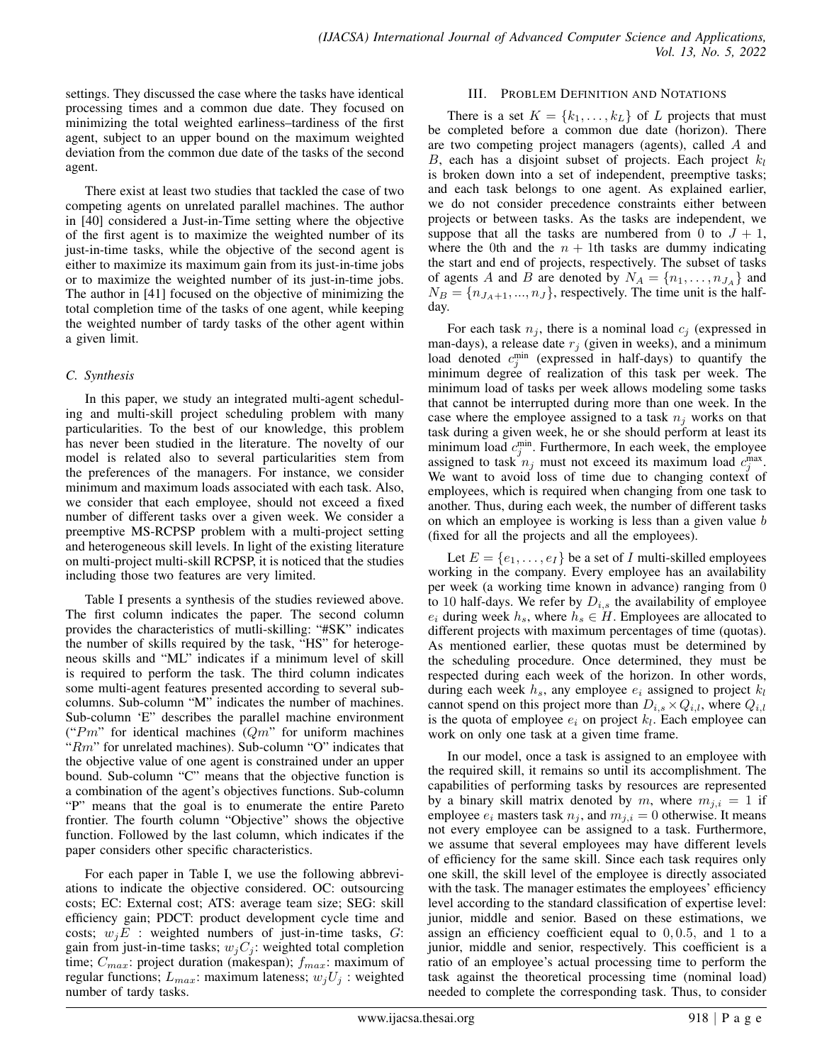settings. They discussed the case where the tasks have identical processing times and a common due date. They focused on minimizing the total weighted earliness–tardiness of the first agent, subject to an upper bound on the maximum weighted deviation from the common due date of the tasks of the second agent.

There exist at least two studies that tackled the case of two competing agents on unrelated parallel machines. The author in [40] considered a Just-in-Time setting where the objective of the first agent is to maximize the weighted number of its just-in-time tasks, while the objective of the second agent is either to maximize its maximum gain from its just-in-time jobs or to maximize the weighted number of its just-in-time jobs. The author in [41] focused on the objective of minimizing the total completion time of the tasks of one agent, while keeping the weighted number of tardy tasks of the other agent within a given limit.

### C. Synthesis

In this paper, we study an integrated multi-agent scheduling and multi-skill project scheduling problem with many particularities. To the best of our knowledge, this problem has never been studied in the literature. The novelty of our model is related also to several particularities stem from the preferences of the managers. For instance, we consider minimum and maximum loads associated with each task. Also, we consider that each employee, should not exceed a fixed number of different tasks over a given week. We consider a preemptive MS-RCPSP problem with a multi-project setting and heterogeneous skill levels. In light of the existing literature on multi-project multi-skill RCPSP, it is noticed that the studies including those two features are very limited.

Table I presents a synthesis of the studies reviewed above. The first column indicates the paper. The second column provides the characteristics of mutli-skilling: "#SK" indicates the number of skills required by the task, "HS" for heterogeneous skills and "ML" indicates if a minimum level of skill is required to perform the task. The third column indicates some multi-agent features presented according to several sub-columns. Sub-column "M" indicates the number of machines. Sub-column 'E" describes the parallel machine environment ("$Pm$" for identical machines ($Qm$" for uniform machines "$Rm$" for unrelated machines). Sub-column "O" indicates that the objective value of one agent is constrained under an upper bound. Sub-column "C" means that the objective function is a combination of the agent's objectives functions. Sub-column "P" means that the goal is to enumerate the entire Pareto frontier. The fourth column "Objective" shows the objective function. Followed by the last column, which indicates if the paper considers other specific characteristics.

For each paper in Table I, we use the following abbreviations to indicate the objective considered. OC: outsourcing costs; EC: External cost; ATS: average team size; SEG: skill efficiency gain; PDCT: product development cycle time and costs; $w_jE$ : weighted numbers of just-in-time tasks, $G$: gain from just-in-time tasks; $w_jC_j$: weighted total completion time; $C_{max}$: project duration (makespan); $f_{max}$: maximum of regular functions; $L_{max}$: maximum lateness; $w_jU_j$ : weighted number of tardy tasks.

## III. Problem Definition and Notations

There is a set $K = \{k_1, \ldots, k_L\}$ of $L$ projects that must be completed before a common due date (horizon). There are two competing project managers (agents), called $A$ and $B$, each has a disjoint subset of projects. Each project $k_l$ is broken down into a set of independent, preemptive tasks; and each task belongs to one agent. As explained earlier, we do not consider precedence constraints either between projects or between tasks. As the tasks are independent, we suppose that all the tasks are numbered from 0 to $J + 1$, where the 0th and the $n + 1$th tasks are dummy indicating the start and end of projects, respectively. The subset of tasks of agents $A$ and $B$ are denoted by $N_A = \{n_1, \ldots, n_{J_A}\}$ and $N_B = \{n_{J_A+1}, ..., n_J\}$, respectively. The time unit is the half-day.

For each task $n_j$, there is a nominal load $c_j$ (expressed in man-days), a release date $r_j$ (given in weeks), and a minimum load denoted $c_j^{\min}$ (expressed in half-days) to quantify the minimum degree of realization of this task per week. The minimum load of tasks per week allows modeling some tasks that cannot be interrupted during more than one week. In the case where the employee assigned to a task $n_j$ works on that task during a given week, he or she should perform at least its minimum load $c_j^{\min}$. Furthermore, In each week, the employee assigned to task $n_j$ must not exceed its maximum load $c_j^{\max}$. We want to avoid loss of time due to changing context of employees, which is required when changing from one task to another. Thus, during each week, the number of different tasks on which an employee is working is less than a given value $b$ (fixed for all the projects and all the employees).

Let $E = \{e_1, \ldots, e_I\}$ be a set of $I$ multi-skilled employees working in the company. Every employee has an availability per week (a working time known in advance) ranging from 0 to 10 half-days. We refer by $D_{i,s}$ the availability of employee $e_i$ during week $h_s$, where $h_s \in H$. Employees are allocated to different projects with maximum percentages of time (quotas). As mentioned earlier, these quotas must be determined by the scheduling procedure. Once determined, they must be respected during each week of the horizon. In other words, during each week $h_s$, any employee $e_i$ assigned to project $k_l$ cannot spend on this project more than $D_{i,s} \times Q_{i,l}$, where $Q_{i,l}$ is the quota of employee $e_i$ on project $k_l$. Each employee can work on only one task at a given time frame.

In our model, once a task is assigned to an employee with the required skill, it remains so until its accomplishment. The capabilities of performing tasks by resources are represented by a binary skill matrix denoted by $m$, where $m_{j,i} = 1$ if employee $e_i$ masters task $n_j$, and $m_{j,i} = 0$ otherwise. It means not every employee can be assigned to a task. Furthermore, we assume that several employees may have different levels of efficiency for the same skill. Since each task requires only one skill, the skill level of the employee is directly associated with the task. The manager estimates the employees' efficiency level according to the standard classification of expertise level: junior, middle and senior. Based on these estimations, we assign an efficiency coefficient equal to $0, 0.5$, and $1$ to a junior, middle and senior, respectively. This coefficient is a ratio of an employee's actual processing time to perform the task against the theoretical processing time (nominal load) needed to complete the corresponding task. Thus, to consider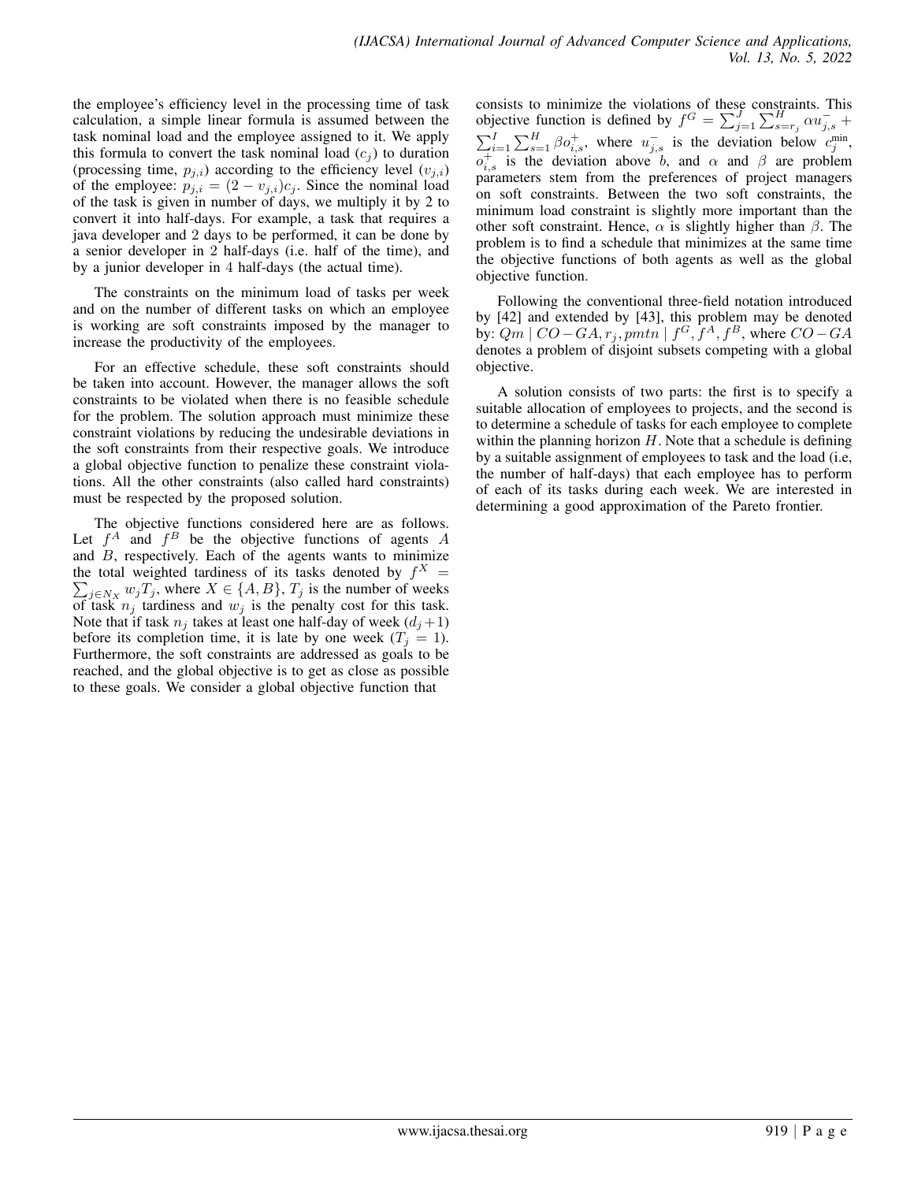the employee's efficiency level in the processing time of task calculation, a simple linear formula is assumed between the task nominal load and the employee assigned to it. We apply this formula to convert the task nominal load ($c_j$) to duration (processing time, $p_{j,i}$) according to the efficiency level ($v_{j,i}$) of the employee: $p_{j,i} = (2 - v_{j,i})c_j$. Since the nominal load of the task is given in number of days, we multiply it by 2 to convert it into half-days. For example, a task that requires a java developer and 2 days to be performed, it can be done by a senior developer in 2 half-days (i.e. half of the time), and by a junior developer in 4 half-days (the actual time).

The constraints on the minimum load of tasks per week and on the number of different tasks on which an employee is working are soft constraints imposed by the manager to increase the productivity of the employees.

For an effective schedule, these soft constraints should be taken into account. However, the manager allows the soft constraints to be violated when there is no feasible schedule for the problem. The solution approach must minimize these constraint violations by reducing the undesirable deviations in the soft constraints from their respective goals. We introduce a global objective function to penalize these constraint violations. All the other constraints (also called hard constraints) must be respected by the proposed solution.

The objective functions considered here are as follows. Let $f^A$ and $f^B$ be the objective functions of agents $A$ and $B$, respectively. Each of the agents wants to minimize the total weighted tardiness of its tasks denoted by $f^X = \sum_{j \in N_X} w_j T_j$, where $X \in \{A, B\}$, $T_j$ is the number of weeks of task $n_j$ tardiness and $w_j$ is the penalty cost for this task. Note that if task $n_j$ takes at least one half-day of week $(d_j + 1)$ before its completion time, it is late by one week ($T_j = 1$). Furthermore, the soft constraints are addressed as goals to be reached, and the global objective is to get as close as possible to these goals. We consider a global objective function that consists to minimize the violations of these constraints. This objective function is defined by $f^G = \sum_{j=1}^{J} \sum_{s=r_j}^{H} \alpha u_{j,s}^{-} + \sum_{i=1}^{I} \sum_{s=1}^{H} \beta o_{i,s}^{+}$, where $u_{j,s}^{-}$ is the deviation below $c_j^{\min}$, $o_{i,s}^{+}$ is the deviation above $b$, and $\alpha$ and $\beta$ are problem parameters stem from the preferences of project managers on soft constraints. Between the two soft constraints, the minimum load constraint is slightly more important than the other soft constraint. Hence, $\alpha$ is slightly higher than $\beta$. The problem is to find a schedule that minimizes at the same time the objective functions of both agents as well as the global objective function.

Following the conventional three-field notation introduced by [42] and extended by [43], this problem may be denoted by: $Qm \mid CO-GA, r_j, pmtn \mid f^G, f^A, f^B$, where $CO-GA$ denotes a problem of disjoint subsets competing with a global objective.

A solution consists of two parts: the first is to specify a suitable allocation of employees to projects, and the second is to determine a schedule of tasks for each employee to complete within the planning horizon $H$. Note that a schedule is defining by a suitable assignment of employees to task and the load (i.e, the number of half-days) that each employee has to perform of each of its tasks during each week. We are interested in determining a good approximation of the Pareto frontier.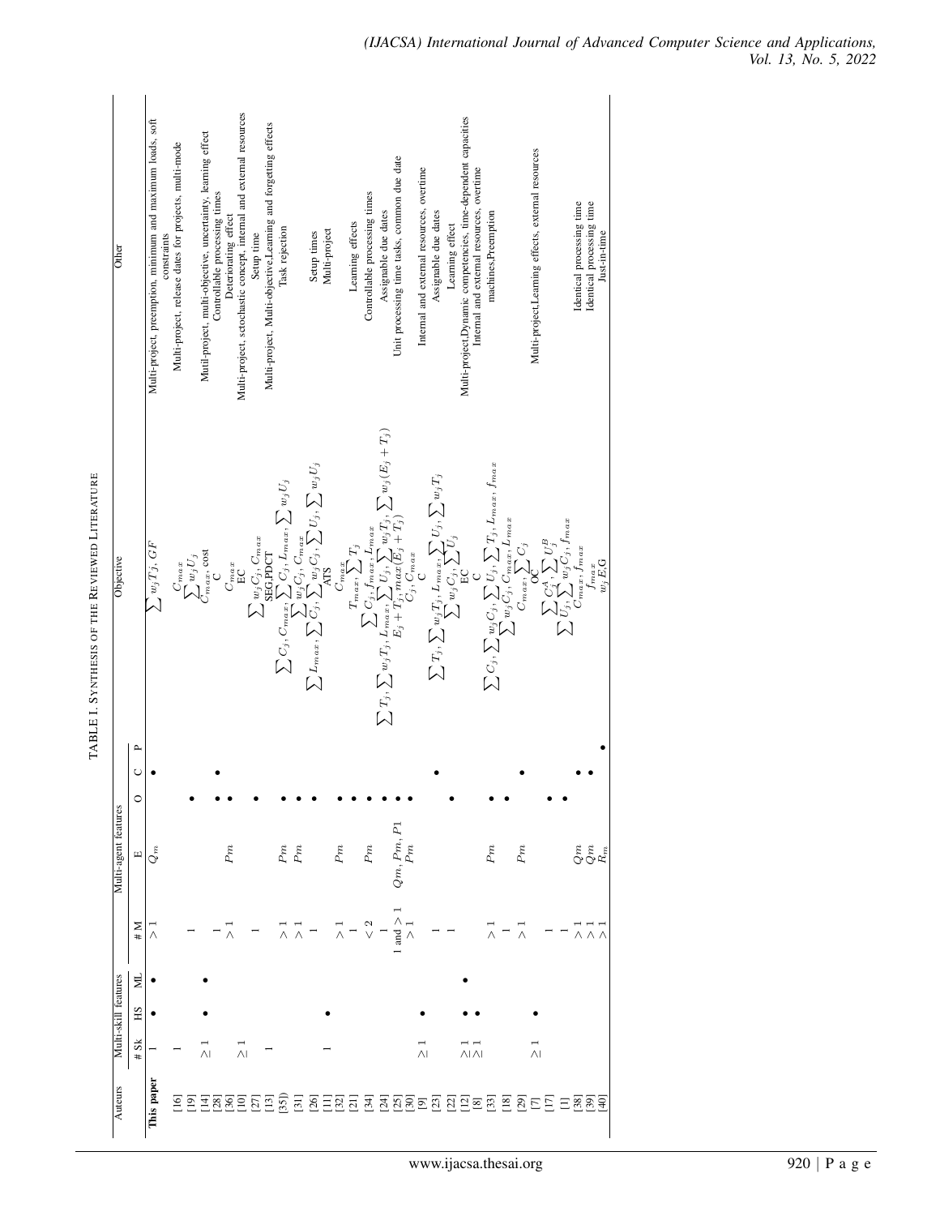TABLE I. SYNTHESIS OF THE REVIEWED LITERATURE

| Auteurs | Multi-skill features | | | Multi-agent features | | | | | Objective | Other |
|---|---|---|---|---|---|---|---|---|---|---|
| | # Sk | HS | ML | # M | E | O | C | P | | |
| **This paper** | 1 | • | • | $>1$ | $Q_m$ | | • | | $\sum w_jT_j$, $GF$ | Multi-project, preemption, minimum and maximum loads, soft constraints |
| [16] | 1 | | | | | | | | $C_{max}$ | Multi-project, release dates for projects, multi-mode |
| [19] | | | | 1 | | • | | | $\sum w_jU_j$ | |
| [14] | $\geq 1$ | • | • | | | | | | $C_{max}$, cost | Muil-project, multi-objective, uncertainty, learning effect |
| [28] | | | | 1 | | • | • | | C | Controllable processing times |
| [36] | | | | $>1$ | $Pm$ | • | | | $C_{max}$ | Deteriorating effect |
| [10] | $\geq 1$ | | | | | | | | EC | Multi-project, sctochastic concept, internal and external resources |
| [27] | | | | 1 | | • | | | $\sum w_jC_j$, $C_{max}$ | Setup time |
| [13] | 1 | | | | | | | | SEG,PDCT | Multi-project, Multi-objective,Learning and forgetting effects |
| [35]] | | | | $>1$ | $Pm$ | • | | | $\sum C_j, C_{max}, \sum C_j, L_{max}, \sum w_jU_j$ | Task rejection |
| [31] | | | | $>1$ | $Pm$ | • | | | $\sum w_jC_j$, $C_{max}$ | |
| [26] | 1 | | | 1 | | • | | | $\sum L_{max}, \sum C_j, \sum w_jC_j, \sum U_j, \sum w_jU_j$ | Setup times |
| [11] | | • | | | | | | | ATS | Multi-project |
| [32] | | | | $>1$ | $Pm$ | • | | | $C_{max}$ | |
| [21] | | | | 1 | | • | | | $T_{max}, \sum T_j$ | Learning effects |
| [34] | | | | $<2$ | $Pm$ | • | | | $\sum C_j, f_{max}, L_{max}$ | Controllable processing times |
| [24] | | | | 1 | | • | | | $\sum T_j, \sum w_jT_j, L_{max}, \sum U_j, \sum w_jT_j, \sum w_j(E_j+T_j)$ | Assignable due dates |
| [25] | | | | 1 and $>1$ | $Qm, Pm, P1$ | • | | | $E_j+T_j, max(E_j+T_j)$ | Unit processing time tasks, common due date |
| [30] | | | | $>1$ | $Pm$ | • | | | $C_j, C_{max}$ | |
| [9] | $\geq 1$ | • | | | | | | | C | Internal and external resources, overtime |
| [23] | | | | 1 | | | • | | $\sum T_j, \sum w_jT_j, L_{max}, \sum U_j, \sum w_jT_j$ | Assignable due dates |
| [22] | | | | 1 | | • | | | $\sum w_jC_j, \sum U_j$ | Learning effect |
| [12] | $\geq 1$ | • | • | | | | | | EC | Multi-project,Dynamic competencies, time-dependent capacities |
| [8] | $\geq 1$ | • | | | | | | | C | Internal and external resources, overtime |
| [33] | | | | $>1$ | $Pm$ | • | | | $\sum C_j, \sum w_jC_j, \sum U_j, \sum T_j, L_{max}, f_{max}$ | machines,Preemption |
| [18] | | | | 1 | | • | | | $\sum w_jC_j, C_{max}, L_{max}$ | |
| [29] | $\geq 1$ | • | | $>1$ | $Pm$ | | • | | $C_{max}, \sum C_j$ | |
| [7] | | | | | | | | | OC | Multi-project,Learning effects, external resources |
| [17] | | | | 1 | | • | | | $\sum C_j^A, \sum U_j^B$ | |
| [1] | | | | 1 | | • | | | $\sum U_j, \sum w_jC_j, f_{max}$ | |
| [38] | | | | $>1$ | $Qm$ | • | | | $C_{max}, f_{max}$ | Identical processing time |
| [39] | | | | $>1$ | $Qm$ | • | • | | $f_{max}$ | Identical processing time |
| [40] | | | | $>1$ | $R_m$ | | | • | $w_jE_jG$ | Just-in-time |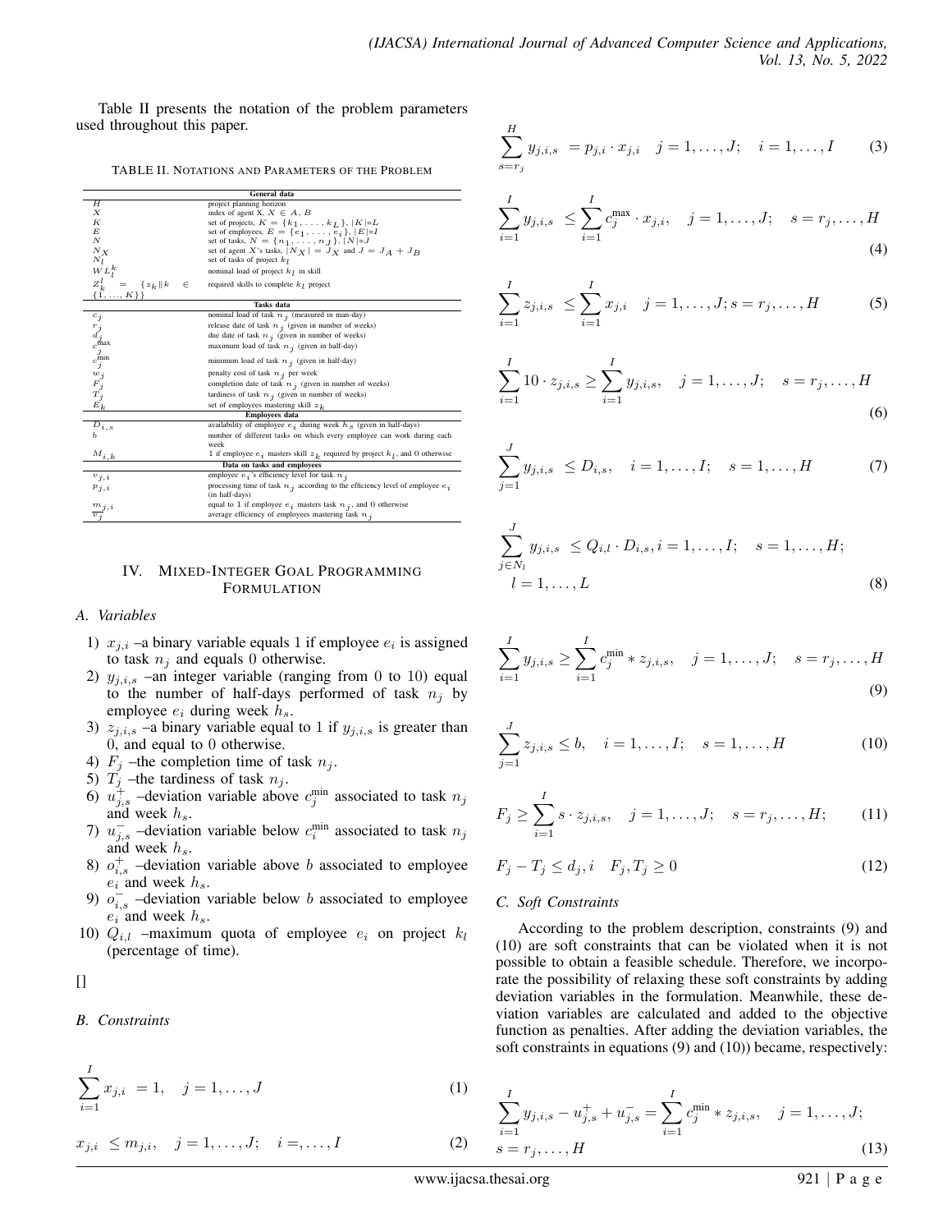Table II presents the notation of the problem parameters used throughout this paper.

TABLE II. NOTATIONS AND PARAMETERS OF THE PROBLEM

| **General data** | |
|---|---|
| $H$ | project planning horizon |
| $X$ | index of agent X, $X \in A, B$ |
| $K$ | set of projects, $K = \{k_1, \dots, k_L\}$, $\|K\|=L$ |
| $E$ | set of employees, $E = \{e_1, \dots, e_i\}$, $\|E\|=I$ |
| $N$ | set of tasks, $N = \{n_1, \dots, n_J\}$, $\|N\|=J$ |
| $N_X$ | set of agent $X$'s tasks, $\|N_X\| = J_X$ and $J = J_A + J_B$ |
| $N_l$ | set of tasks of project $k_l$ |
| $WL_l^k$ | nominal load of project $k_l$ in skill |
| $Z_k^l = \{z_k \| k \in \{1, \dots, K\}\}$ | required skills to complete $k_l$ project |
| **Tasks data** | |
| $c_j$ | nominal load of task $n_j$ (measured in man-day) |
| $r_j$ | release date of task $n_j$ (given in number of weeks) |
| $d_j$ | due date of task $n_j$ (given in number of weeks) |
| $c_j^{\max}$ | maximum load of task $n_j$ (given in half-day) |
| $c_j^{\min}$ | minimum load of task $n_j$ (given in half-day) |
| $w_j$ | penalty cost of task $n_j$ per week |
| $F_j$ | completion date of task $n_j$ (given in number of weeks) |
| $T_j$ | tardiness of task $n_j$ (given in number of weeks) |
| $E_k$ | set of employees mastering skill $z_k$ |
| **Employees data** | |
| $D_{i,s}$ | availability of employee $e_i$ during week $h_s$ (given in half-days) |
| $b$ | number of different tasks on which every employee can work during each week |
| $M_{i,k}$ | 1 if employee $e_i$ masters skill $z_k$ required by project $k_l$, and 0 otherwise |
| **Data on tasks and employees** | |
| $v_{j,i}$ | employee $e_i$'s efficiency level for task $n_j$ |
| $p_{j,i}$ | processing time of task $n_j$ according to the efficiency level of employee $e_i$ (in half-days) |
| $m_{j,i}$ | equal to 1 if employee $e_i$ masters task $n_j$, and 0 otherwise |
| $\overline{v_j}$ | average efficiency of employees mastering task $n_j$ |

## IV. Mixed-Integer Goal Programming Formulation

### A. Variables

1) $x_{j,i}$ –a binary variable equals 1 if employee $e_i$ is assigned to task $n_j$ and equals 0 otherwise.
2) $y_{j,i,s}$ –an integer variable (ranging from 0 to 10) equal to the number of half-days performed of task $n_j$ by employee $e_i$ during week $h_s$.
3) $z_{j,i,s}$ –a binary variable equal to 1 if $y_{j,i,s}$ is greater than 0, and equal to 0 otherwise.
4) $F_j$ –the completion time of task $n_j$.
5) $T_j$ –the tardiness of task $n_j$.
6) $u_{j,s}^+$ –deviation variable above $c_j^{\min}$ associated to task $n_j$ and week $h_s$.
7) $u_{j,s}^-$ –deviation variable below $c_i^{\min}$ associated to task $n_j$ and week $h_s$.
8) $o_{i,s}^+$ –deviation variable above $b$ associated to employee $e_i$ and week $h_s$.
9) $o_{i,s}^-$ –deviation variable below $b$ associated to employee $e_i$ and week $h_s$.
10) $Q_{i,l}$ –maximum quota of employee $e_i$ on project $k_l$ (percentage of time).

[]

### B. Constraints

$$\sum_{i=1}^{I} x_{j,i} = 1, \quad j = 1, \dots, J \tag{1}$$

$$x_{j,i} \leq m_{j,i}, \quad j = 1, \dots, J; \quad i =, \dots, I \tag{2}$$

$$\sum_{s=r_j}^{H} y_{j,i,s} = p_{j,i} \cdot x_{j,i} \quad j = 1, \dots, J; \quad i = 1, \dots, I \tag{3}$$

$$\sum_{i=1}^{I} y_{j,i,s} \leq \sum_{i=1}^{I} c_j^{\max} \cdot x_{j,i}, \quad j = 1, \dots, J; \quad s = r_j, \dots, H \tag{4}$$

$$\sum_{i=1}^{I} z_{j,i,s} \leq \sum_{i=1}^{I} x_{j,i} \quad j = 1, \dots, J; s = r_j, \dots, H \tag{5}$$

$$\sum_{i=1}^{I} 10 \cdot z_{j,i,s} \geq \sum_{i=1}^{I} y_{j,i,s}, \quad j = 1, \dots, J; \quad s = r_j, \dots, H \tag{6}$$

$$\sum_{j=1}^{J} y_{j,i,s} \leq D_{i,s}, \quad i = 1, \dots, I; \quad s = 1, \dots, H \tag{7}$$

$$\sum_{j \in N_l} y_{j,i,s} \leq Q_{i,l} \cdot D_{i,s}, i = 1, \dots, I; \quad s = 1, \dots, H; \quad l = 1, \dots, L \tag{8}$$

$$\sum_{i=1}^{I} y_{j,i,s} \geq \sum_{i=1}^{I} c_j^{\min} * z_{j,i,s}, \quad j = 1, \dots, J; \quad s = r_j, \dots, H \tag{9}$$

$$\sum_{j=1}^{J} z_{j,i,s} \leq b, \quad i = 1, \dots, I; \quad s = 1, \dots, H \tag{10}$$

$$F_j \geq \sum_{i=1}^{I} s \cdot z_{j,i,s}, \quad j = 1, \dots, J; \quad s = r_j, \dots, H; \tag{11}$$

$$F_j - T_j \leq d_j, i \quad F_j, T_j \geq 0 \tag{12}$$

### C. Soft Constraints

According to the problem description, constraints (9) and (10) are soft constraints that can be violated when it is not possible to obtain a feasible schedule. Therefore, we incorporate the possibility of relaxing these soft constraints by adding deviation variables in the formulation. Meanwhile, these deviation variables are calculated and added to the objective function as penalties. After adding the deviation variables, the soft constraints in equations (9) and (10)) became, respectively:

$$\sum_{i=1}^{I} y_{j,i,s} - u_{j,s}^+ + u_{j,s}^- = \sum_{i=1}^{I} c_j^{\min} * z_{j,i,s}, \quad j = 1, \dots, J; \quad s = r_j, \dots, H \tag{13}$$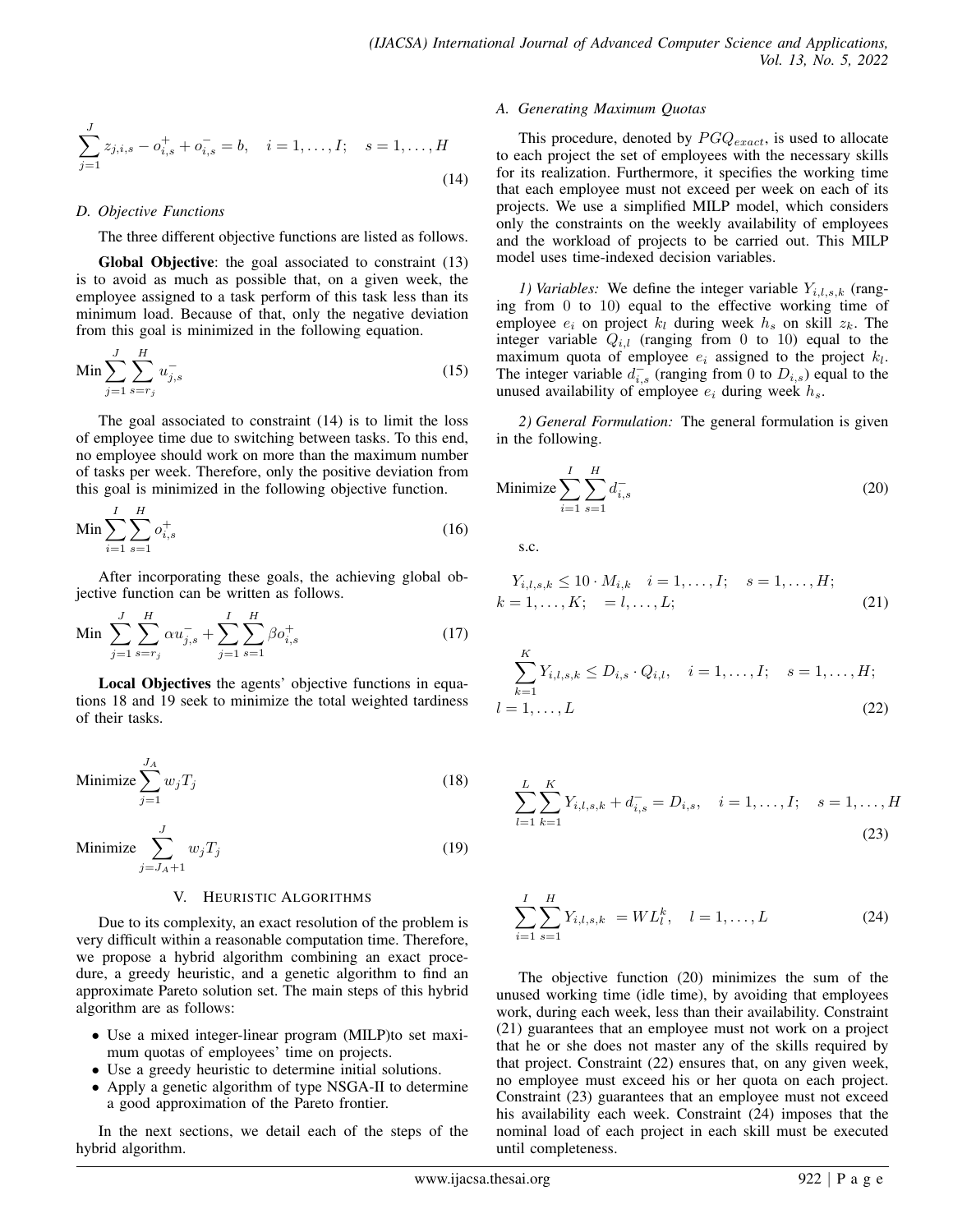$$\sum_{j=1}^{J} z_{j,i,s} - o_{i,s}^{+} + o_{i,s}^{-} = b, \quad i = 1, \ldots, I; \quad s = 1, \ldots, H \tag{14}$$

### D. Objective Functions

The three different objective functions are listed as follows.

**Global Objective**: the goal associated to constraint (13) is to avoid as much as possible that, on a given week, the employee assigned to a task perform of this task less than its minimum load. Because of that, only the negative deviation from this goal is minimized in the following equation.

$$\text{Min} \sum_{j=1}^{J} \sum_{s=r_j}^{H} u_{j,s}^{-} \tag{15}$$

The goal associated to constraint (14) is to limit the loss of employee time due to switching between tasks. To this end, no employee should work on more than the maximum number of tasks per week. Therefore, only the positive deviation from this goal is minimized in the following objective function.

$$\text{Min} \sum_{i=1}^{I} \sum_{s=1}^{H} o_{i,s}^{+} \tag{16}$$

After incorporating these goals, the achieving global objective function can be written as follows.

$$\text{Min} \; \sum_{j=1}^{J} \sum_{s=r_j}^{H} \alpha u_{j,s}^{-} + \sum_{j=1}^{I} \sum_{s=1}^{H} \beta o_{i,s}^{+} \tag{17}$$

**Local Objectives** the agents' objective functions in equations 18 and 19 seek to minimize the total weighted tardiness of their tasks.

$$\text{Minimize} \sum_{j=1}^{J_A} w_j T_j \tag{18}$$

$$\text{Minimize} \sum_{j=J_A+1}^{J} w_j T_j \tag{19}$$

## V. Heuristic Algorithms

Due to its complexity, an exact resolution of the problem is very difficult within a reasonable computation time. Therefore, we propose a hybrid algorithm combining an exact procedure, a greedy heuristic, and a genetic algorithm to find an approximate Pareto solution set. The main steps of this hybrid algorithm are as follows:

- Use a mixed integer-linear program (MILP)to set maximum quotas of employees' time on projects.
- Use a greedy heuristic to determine initial solutions.
- Apply a genetic algorithm of type NSGA-II to determine a good approximation of the Pareto frontier.

In the next sections, we detail each of the steps of the hybrid algorithm.

### A. Generating Maximum Quotas

This procedure, denoted by $PGQ_{exact}$, is used to allocate to each project the set of employees with the necessary skills for its realization. Furthermore, it specifies the working time that each employee must not exceed per week on each of its projects. We use a simplified MILP model, which considers only the constraints on the weekly availability of employees and the workload of projects to be carried out. This MILP model uses time-indexed decision variables.

*1) Variables:* We define the integer variable $Y_{i,l,s,k}$ (ranging from 0 to 10) equal to the effective working time of employee $e_i$ on project $k_l$ during week $h_s$ on skill $z_k$. The integer variable $Q_{i,l}$ (ranging from 0 to 10) equal to the maximum quota of employee $e_i$ assigned to the project $k_l$. The integer variable $d_{i,s}^{-}$ (ranging from 0 to $D_{i,s}$) equal to the unused availability of employee $e_i$ during week $h_s$.

*2) General Formulation:* The general formulation is given in the following.

$$\text{Minimize} \sum_{i=1}^{I} \sum_{s=1}^{H} d_{i,s}^{-} \tag{20}$$

s.c.

$$Y_{i,l,s,k} \leq 10 \cdot M_{i,k} \quad i = 1, \ldots, I; \quad s = 1, \ldots, H; \\ k = 1, \ldots, K; \quad = l, \ldots, L; \tag{21}$$

$$\sum_{k=1}^{K} Y_{i,l,s,k} \leq D_{i,s} \cdot Q_{i,l}, \quad i = 1, \ldots, I; \quad s = 1, \ldots, H; \\ l = 1, \ldots, L \tag{22}$$

$$\sum_{l=1}^{L} \sum_{k=1}^{K} Y_{i,l,s,k} + d_{i,s}^{-} = D_{i,s}, \quad i = 1, \ldots, I; \quad s = 1, \ldots, H \tag{23}$$

$$\sum_{i=1}^{I} \sum_{s=1}^{H} Y_{i,l,s,k} \; = WL_l^k, \quad l = 1, \ldots, L \tag{24}$$

The objective function (20) minimizes the sum of the unused working time (idle time), by avoiding that employees work, during each week, less than their availability. Constraint (21) guarantees that an employee must not work on a project that he or she does not master any of the skills required by that project. Constraint (22) ensures that, on any given week, no employee must exceed his or her quota on each project. Constraint (23) guarantees that an employee must not exceed his availability each week. Constraint (24) imposes that the nominal load of each project in each skill must be executed until completeness.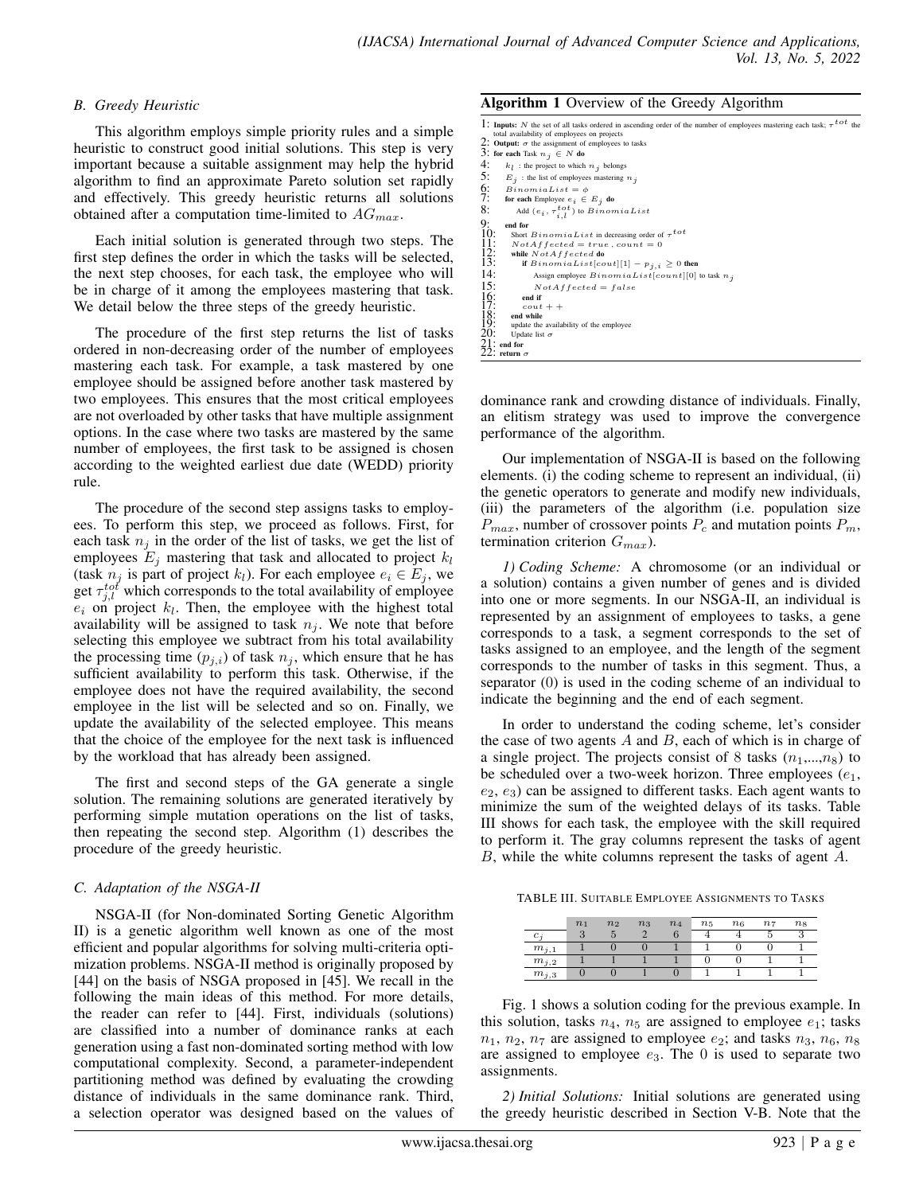### B. Greedy Heuristic

This algorithm employs simple priority rules and a simple heuristic to construct good initial solutions. This step is very important because a suitable assignment may help the hybrid algorithm to find an approximate Pareto solution set rapidly and effectively. This greedy heuristic returns all solutions obtained after a computation time-limited to $AG_{max}$.

Each initial solution is generated through two steps. The first step defines the order in which the tasks will be selected, the next step chooses, for each task, the employee who will be in charge of it among the employees mastering that task. We detail below the three steps of the greedy heuristic.

The procedure of the first step returns the list of tasks ordered in non-decreasing order of the number of employees mastering each task. For example, a task mastered by one employee should be assigned before another task mastered by two employees. This ensures that the most critical employees are not overloaded by other tasks that have multiple assignment options. In the case where two tasks are mastered by the same number of employees, the first task to be assigned is chosen according to the weighted earliest due date (WEDD) priority rule.

The procedure of the second step assigns tasks to employees. To perform this step, we proceed as follows. First, for each task $n_j$ in the order of the list of tasks, we get the list of employees $E_j$ mastering that task and allocated to project $k_l$ (task $n_j$ is part of project $k_l$). For each employee $e_i \in E_j$, we get $\tau_{j,l}^{tot}$ which corresponds to the total availability of employee $e_i$ on project $k_l$. Then, the employee with the highest total availability will be assigned to task $n_j$. We note that before selecting this employee we subtract from his total availability the processing time ($p_{j,i}$) of task $n_j$, which ensure that he has sufficient availability to perform this task. Otherwise, if the employee does not have the required availability, the second employee in the list will be selected and so on. Finally, we update the availability of the selected employee. This means that the choice of the employee for the next task is influenced by the workload that has already been assigned.

The first and second steps of the GA generate a single solution. The remaining solutions are generated iteratively by performing simple mutation operations on the list of tasks, then repeating the second step. Algorithm (1) describes the procedure of the greedy heuristic.

**Algorithm 1** Overview of the Greedy Algorithm

```
1: Inputs: N the set of all tasks ordered in ascending order of the number of employees mastering each task; τ^tot the total availability of employees on projects
2: Output: σ the assignment of employees to tasks
3: for each Task n_j ∈ N do
4:     k_l : the project to which n_j belongs
5:     E_j : the list of employees mastering n_j
6:     BinomiaList = φ
7:     for each Employee e_i ∈ E_j do
8:         Add (e_i, τ^tot_{i,l}) to BinomiaList
9:     end for
10:    Short BinomiaList in decreasing order of τ^tot
11:    NotAffected = true, count = 0
12:    while NotAffected do
13:        if BinomiaList[cout][1] − p_{j,i} ≥ 0 then
14:            Assign employee BinomiaList[count][0] to task n_j
15:            NotAffected = false
16:        end if
17:        cout + +
18:    end while
19:    update the availability of the employee
20:    Update list σ
21: end for
22: return σ
```

### C. Adaptation of the NSGA-II

NSGA-II (for Non-dominated Sorting Genetic Algorithm II) is a genetic algorithm well known as one of the most efficient and popular algorithms for solving multi-criteria optimization problems. NSGA-II method is originally proposed by [44] on the basis of NSGA proposed in [45]. We recall in the following the main ideas of this method. For more details, the reader can refer to [44]. First, individuals (solutions) are classified into a number of dominance ranks at each generation using a fast non-dominated sorting method with low computational complexity. Second, a parameter-independent partitioning method was defined by evaluating the crowding distance of individuals in the same dominance rank. Third, a selection operator was designed based on the values of dominance rank and crowding distance of individuals. Finally, an elitism strategy was used to improve the convergence performance of the algorithm.

Our implementation of NSGA-II is based on the following elements. (i) the coding scheme to represent an individual, (ii) the genetic operators to generate and modify new individuals, (iii) the parameters of the algorithm (i.e. population size $P_{max}$, number of crossover points $P_c$ and mutation points $P_m$, termination criterion $G_{max}$).

*1) Coding Scheme:* A chromosome (or an individual or a solution) contains a given number of genes and is divided into one or more segments. In our NSGA-II, an individual is represented by an assignment of employees to tasks, a gene corresponds to a task, a segment corresponds to the set of tasks assigned to an employee, and the length of the segment corresponds to the number of tasks in this segment. Thus, a separator (0) is used in the coding scheme of an individual to indicate the beginning and the end of each segment.

In order to understand the coding scheme, let's consider the case of two agents $A$ and $B$, each of which is in charge of a single project. The projects consist of 8 tasks ($n_1$,...,$n_8$) to be scheduled over a two-week horizon. Three employees ($e_1$, $e_2$, $e_3$) can be assigned to different tasks. Each agent wants to minimize the sum of the weighted delays of its tasks. Table III shows for each task, the employee with the skill required to perform it. The gray columns represent the tasks of agent $B$, while the white columns represent the tasks of agent $A$.

TABLE III. Suitable Employee Assignments to Tasks

| | $n_1$ | $n_2$ | $n_3$ | $n_4$ | $n_5$ | $n_6$ | $n_7$ | $n_8$ |
|---|---|---|---|---|---|---|---|---|
| $c_j$ | 3 | 5 | 2 | 6 | 4 | 4 | 5 | 3 |
| $m_{j,1}$ | 1 | 0 | 0 | 1 | 1 | 0 | 0 | 1 |
| $m_{j,2}$ | 1 | 1 | 1 | 1 | 0 | 0 | 1 | 1 |
| $m_{j,3}$ | 0 | 0 | 1 | 0 | 1 | 1 | 1 | 1 |

Fig. 1 shows a solution coding for the previous example. In this solution, tasks $n_4$, $n_5$ are assigned to employee $e_1$; tasks $n_1$, $n_2$, $n_7$ are assigned to employee $e_2$; and tasks $n_3$, $n_6$, $n_8$ are assigned to employee $e_3$. The 0 is used to separate two assignments.

*2) Initial Solutions:* Initial solutions are generated using the greedy heuristic described in Section V-B. Note that the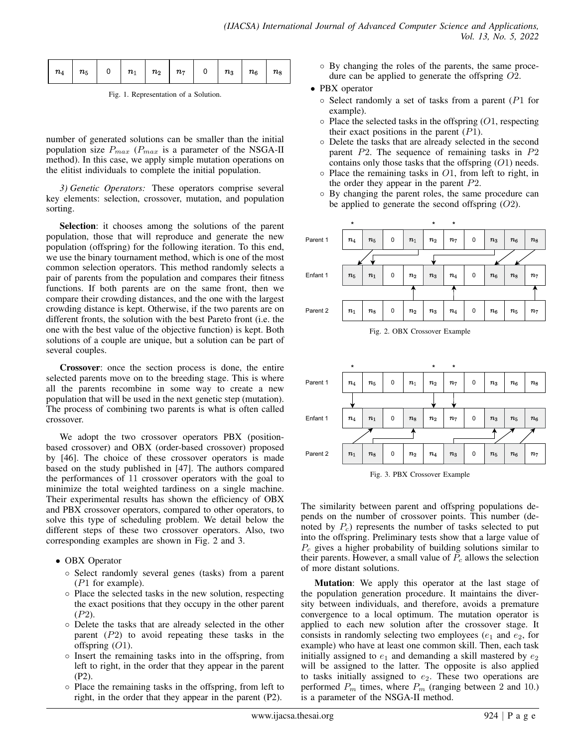| $n_4$ | $n_5$ | 0 | $n_1$ | $n_2$ | $n_7$ | 0 | $n_3$ | $n_6$ | $n_8$ |
|---|---|---|---|---|---|---|---|---|---|

Fig. 1. Representation of a Solution.

number of generated solutions can be smaller than the initial population size $P_{max}$ ($P_{max}$ is a parameter of the NSGA-II method). In this case, we apply simple mutation operations on the elitist individuals to complete the initial population.

*3) Genetic Operators:* These operators comprise several key elements: selection, crossover, mutation, and population sorting.

**Selection**: it chooses among the solutions of the parent population, those that will reproduce and generate the new population (offspring) for the following iteration. To this end, we use the binary tournament method, which is one of the most common selection operators. This method randomly selects a pair of parents from the population and compares their fitness functions. If both parents are on the same front, then we compare their crowding distances, and the one with the largest crowding distance is kept. Otherwise, if the two parents are on different fronts, the solution with the best Pareto front (i.e. the one with the best value of the objective function) is kept. Both solutions of a couple are unique, but a solution can be part of several couples.

**Crossover**: once the section process is done, the entire selected parents move on to the breeding stage. This is where all the parents recombine in some way to create a new population that will be used in the next genetic step (mutation). The process of combining two parents is what is often called crossover.

We adopt the two crossover operators PBX (position-based crossover) and OBX (order-based crossover) proposed by [46]. The choice of these crossover operators is made based on the study published in [47]. The authors compared the performances of 11 crossover operators with the goal to minimize the total weighted tardiness on a single machine. Their experimental results has shown the efficiency of OBX and PBX crossover operators, compared to other operators, to solve this type of scheduling problem. We detail below the different steps of these two crossover operators. Also, two corresponding examples are shown in Fig. 2 and 3.

- OBX Operator
  - Select randomly several genes (tasks) from a parent ($P1$ for example).
  - Place the selected tasks in the new solution, respecting the exact positions that they occupy in the other parent ($P2$).
  - Delete the tasks that are already selected in the other parent ($P2$) to avoid repeating these tasks in the offspring ($O1$).
  - Insert the remaining tasks into in the offspring, from left to right, in the order that they appear in the parent (P2).
  - Place the remaining tasks in the offspring, from left to right, in the order that they appear in the parent (P2).
  - By changing the roles of the parents, the same procedure can be applied to generate the offspring $O2$.
- PBX operator
  - Select randomly a set of tasks from a parent ($P1$ for example).
  - Place the selected tasks in the offspring ($O1$, respecting their exact positions in the parent ($P1$).
  - Delete the tasks that are already selected in the second parent $P2$. The sequence of remaining tasks in $P2$ contains only those tasks that the offspring ($O1$) needs.
  - Place the remaining tasks in $O1$, from left to right, in the order they appear in the parent $P2$.
  - By changing the parent roles, the same procedure can be applied to generate the second offspring ($O2$).

| | * | | | | * | * | | | | |
|---|---|---|---|---|---|---|---|---|---|---|
| Parent 1 | $n_4$ | $n_5$ | 0 | $n_1$ | $n_2$ | $n_7$ | 0 | $n_3$ | $n_6$ | $n_8$ |
| Enfant 1 | $n_5$ | $n_1$ | 0 | $n_2$ | $n_3$ | $n_4$ | 0 | $n_6$ | $n_8$ | $n_7$ |
| Parent 2 | $n_1$ | $n_8$ | 0 | $n_2$ | $n_3$ | $n_4$ | 0 | $n_6$ | $n_5$ | $n_7$ |

Fig. 2. OBX Crossover Example

| | * | | | | * | * | | | | |
|---|---|---|---|---|---|---|---|---|---|---|
| Parent 1 | $n_4$ | $n_5$ | 0 | $n_1$ | $n_2$ | $n_7$ | 0 | $n_3$ | $n_6$ | $n_8$ |
| Enfant 1 | $n_4$ | $n_1$ | 0 | $n_8$ | $n_2$ | $n_7$ | 0 | $n_3$ | $n_5$ | $n_6$ |
| Parent 2 | $n_1$ | $n_8$ | 0 | $n_2$ | $n_4$ | $n_3$ | 0 | $n_5$ | $n_6$ | $n_7$ |

Fig. 3. PBX Crossover Example

The similarity between parent and offspring populations depends on the number of crossover points. This number (denoted by $P_c$) represents the number of tasks selected to put into the offspring. Preliminary tests show that a large value of $P_c$ gives a higher probability of building solutions similar to their parents. However, a small value of $P_c$ allows the selection of more distant solutions.

**Mutation**: We apply this operator at the last stage of the population generation procedure. It maintains the diversity between individuals, and therefore, avoids a premature convergence to a local optimum. The mutation operator is applied to each new solution after the crossover stage. It consists in randomly selecting two employees ($e_1$ and $e_2$, for example) who have at least one common skill. Then, each task initially assigned to $e_1$ and demanding a skill mastered by $e_2$ will be assigned to the latter. The opposite is also applied to tasks initially assigned to $e_2$. These two operations are performed $P_m$ times, where $P_m$ (ranging between 2 and 10.) is a parameter of the NSGA-II method.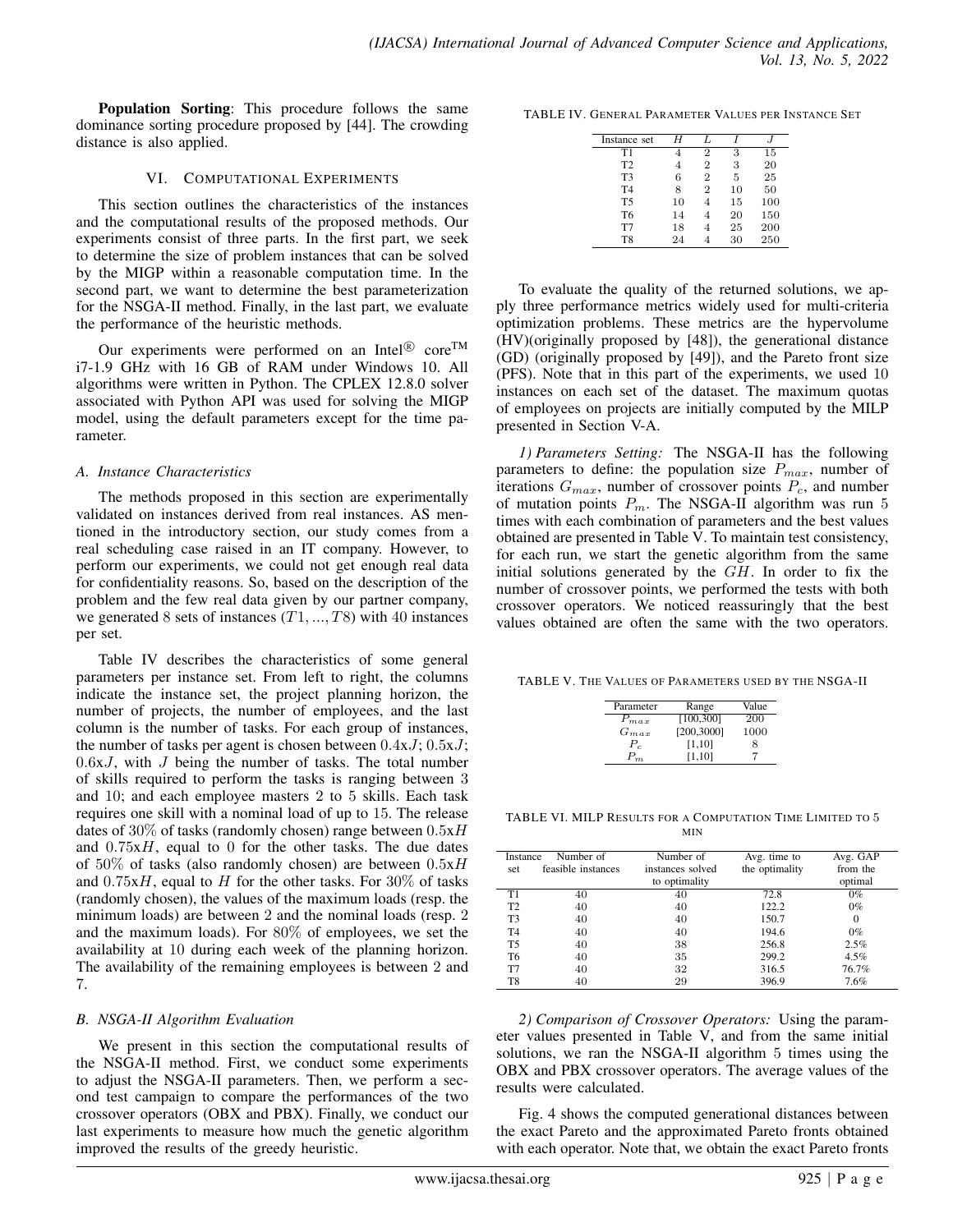**Population Sorting**: This procedure follows the same dominance sorting procedure proposed by [44]. The crowding distance is also applied.

## VI. Computational Experiments

This section outlines the characteristics of the instances and the computational results of the proposed methods. Our experiments consist of three parts. In the first part, we seek to determine the size of problem instances that can be solved by the MIGP within a reasonable computation time. In the second part, we want to determine the best parameterization for the NSGA-II method. Finally, in the last part, we evaluate the performance of the heuristic methods.

Our experiments were performed on an Intel® core™ i7-1.9 GHz with 16 GB of RAM under Windows 10. All algorithms were written in Python. The CPLEX 12.8.0 solver associated with Python API was used for solving the MIGP model, using the default parameters except for the time parameter.

### A. Instance Characteristics

The methods proposed in this section are experimentally validated on instances derived from real instances. AS mentioned in the introductory section, our study comes from a real scheduling case raised in an IT company. However, to perform our experiments, we could not get enough real data for confidentiality reasons. So, based on the description of the problem and the few real data given by our partner company, we generated 8 sets of instances ($T1, ..., T8$) with 40 instances per set.

Table IV describes the characteristics of some general parameters per instance set. From left to right, the columns indicate the instance set, the project planning horizon, the number of projects, the number of employees, and the last column is the number of tasks. For each group of instances, the number of tasks per agent is chosen between $0.4\text{x}J$; $0.5\text{x}J$; $0.6\text{x}J$, with $J$ being the number of tasks. The total number of skills required to perform the tasks is ranging between 3 and 10; and each employee masters 2 to 5 skills. Each task requires one skill with a nominal load of up to 15. The release dates of 30% of tasks (randomly chosen) range between $0.5\text{x}H$ and $0.75\text{x}H$, equal to 0 for the other tasks. The due dates of 50% of tasks (also randomly chosen) are between $0.5\text{x}H$ and $0.75\text{x}H$, equal to $H$ for the other tasks. For 30% of tasks (randomly chosen), the values of the maximum loads (resp. the minimum loads) are between 2 and the nominal loads (resp. 2 and the maximum loads). For 80% of employees, we set the availability at 10 during each week of the planning horizon. The availability of the remaining employees is between 2 and 7.

### B. NSGA-II Algorithm Evaluation

We present in this section the computational results of the NSGA-II method. First, we conduct some experiments to adjust the NSGA-II parameters. Then, we perform a second test campaign to compare the performances of the two crossover operators (OBX and PBX). Finally, we conduct our last experiments to measure how much the genetic algorithm improved the results of the greedy heuristic.

TABLE IV. General Parameter Values per Instance Set

| Instance set | $H$ | $L$ | $I$ | $J$ |
|---|---|---|---|---|
| T1 | 4 | 2 | 3 | 15 |
| T2 | 4 | 2 | 3 | 20 |
| T3 | 6 | 2 | 5 | 25 |
| T4 | 8 | 2 | 10 | 50 |
| T5 | 10 | 4 | 15 | 100 |
| T6 | 14 | 4 | 20 | 150 |
| T7 | 18 | 4 | 25 | 200 |
| T8 | 24 | 4 | 30 | 250 |

To evaluate the quality of the returned solutions, we apply three performance metrics widely used for multi-criteria optimization problems. These metrics are the hypervolume (HV)(originally proposed by [48]), the generational distance (GD) (originally proposed by [49]), and the Pareto front size (PFS). Note that in this part of the experiments, we used 10 instances on each set of the dataset. The maximum quotas of employees on projects are initially computed by the MILP presented in Section V-A.

*1) Parameters Setting:* The NSGA-II has the following parameters to define: the population size $P_{max}$, number of iterations $G_{max}$, number of crossover points $P_c$, and number of mutation points $P_m$. The NSGA-II algorithm was run 5 times with each combination of parameters and the best values obtained are presented in Table V. To maintain test consistency, for each run, we start the genetic algorithm from the same initial solutions generated by the $GH$. In order to fix the number of crossover points, we performed the tests with both crossover operators. We noticed reassuringly that the best values obtained are often the same with the two operators.

TABLE V. The Values of Parameters used by the NSGA-II

| Parameter | Range | Value |
|---|---|---|
| $P_{max}$ | [100,300] | 200 |
| $G_{max}$ | [200,3000] | 1000 |
| $P_c$ | [1,10] | 8 |
| $P_m$ | [1,10] | 7 |

TABLE VI. MILP Results for a Computation Time Limited to 5 min

| Instance set | Number of feasible instances | Number of instances solved to optimality | Avg. time to the optimality | Avg. GAP from the optimal |
|---|---|---|---|---|
| T1 | 40 | 40 | 72.8 | 0% |
| T2 | 40 | 40 | 122.2 | 0% |
| T3 | 40 | 40 | 150.7 | 0 |
| T4 | 40 | 40 | 194.6 | 0% |
| T5 | 40 | 38 | 256.8 | 2.5% |
| T6 | 40 | 35 | 299.2 | 4.5% |
| T7 | 40 | 32 | 316.5 | 76.7% |
| T8 | 40 | 29 | 396.9 | 7.6% |

*2) Comparison of Crossover Operators:* Using the parameter values presented in Table V, and from the same initial solutions, we ran the NSGA-II algorithm 5 times using the OBX and PBX crossover operators. The average values of the results were calculated.

Fig. 4 shows the computed generational distances between the exact Pareto and the approximated Pareto fronts obtained with each operator. Note that, we obtain the exact Pareto fronts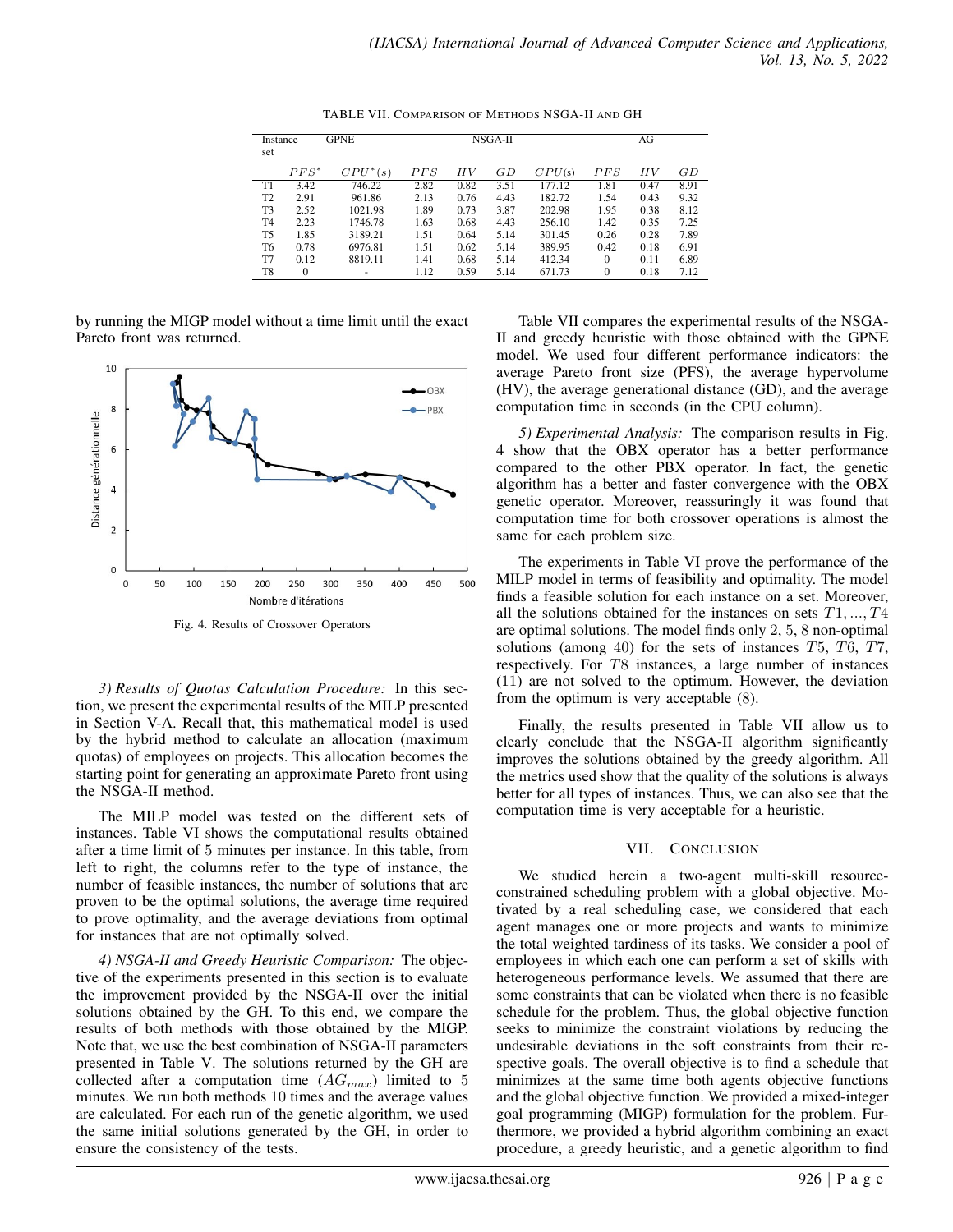TABLE VII. COMPARISON OF METHODS NSGA-II AND GH

| Instance set | GPNE | | NSGA-II | | | | AG | | |
|---|---|---|---|---|---|---|---|---|---|
| | $PFS^*$ | $CPU^*(s)$ | $PFS$ | $HV$ | $GD$ | $CPU(s)$ | $PFS$ | $HV$ | $GD$ |
| T1 | 3.42 | 746.22 | 2.82 | 0.82 | 3.51 | 177.12 | 1.81 | 0.47 | 8.91 |
| T2 | 2.91 | 961.86 | 2.13 | 0.76 | 4.43 | 182.72 | 1.54 | 0.43 | 9.32 |
| T3 | 2.52 | 1021.98 | 1.89 | 0.73 | 3.87 | 202.98 | 1.95 | 0.38 | 8.12 |
| T4 | 2.23 | 1746.78 | 1.63 | 0.68 | 4.43 | 256.10 | 1.42 | 0.35 | 7.25 |
| T5 | 1.85 | 3189.21 | 1.51 | 0.64 | 5.14 | 301.45 | 0.26 | 0.28 | 7.89 |
| T6 | 0.78 | 6976.81 | 1.51 | 0.62 | 5.14 | 389.95 | 0.42 | 0.18 | 6.91 |
| T7 | 0.12 | 8819.11 | 1.41 | 0.68 | 5.14 | 412.34 | 0 | 0.11 | 6.89 |
| T8 | 0 | - | 1.12 | 0.59 | 5.14 | 671.73 | 0 | 0.18 | 7.12 |

by running the MIGP model without a time limit until the exact Pareto front was returned.

Fig. 4. Results of Crossover Operators

*3) Results of Quotas Calculation Procedure:* In this section, we present the experimental results of the MILP presented in Section V-A. Recall that, this mathematical model is used by the hybrid method to calculate an allocation (maximum quotas) of employees on projects. This allocation becomes the starting point for generating an approximate Pareto front using the NSGA-II method.

The MILP model was tested on the different sets of instances. Table VI shows the computational results obtained after a time limit of 5 minutes per instance. In this table, from left to right, the columns refer to the type of instance, the number of feasible instances, the number of solutions that are proven to be the optimal solutions, the average time required to prove optimality, and the average deviations from optimal for instances that are not optimally solved.

*4) NSGA-II and Greedy Heuristic Comparison:* The objective of the experiments presented in this section is to evaluate the improvement provided by the NSGA-II over the initial solutions obtained by the GH. To this end, we compare the results of both methods with those obtained by the MIGP. Note that, we use the best combination of NSGA-II parameters presented in Table V. The solutions returned by the GH are collected after a computation time ($AG_{max}$) limited to 5 minutes. We run both methods 10 times and the average values are calculated. For each run of the genetic algorithm, we used the same initial solutions generated by the GH, in order to ensure the consistency of the tests.

Table VII compares the experimental results of the NSGA-II and greedy heuristic with those obtained with the GPNE model. We used four different performance indicators: the average Pareto front size (PFS), the average hypervolume (HV), the average generational distance (GD), and the average computation time in seconds (in the CPU column).

*5) Experimental Analysis:* The comparison results in Fig. 4 show that the OBX operator has a better performance compared to the other PBX operator. In fact, the genetic algorithm has a better and faster convergence with the OBX genetic operator. Moreover, reassuringly it was found that computation time for both crossover operations is almost the same for each problem size.

The experiments in Table VI prove the performance of the MILP model in terms of feasibility and optimality. The model finds a feasible solution for each instance on a set. Moreover, all the solutions obtained for the instances on sets $T1, ..., T4$ are optimal solutions. The model finds only 2, 5, 8 non-optimal solutions (among 40) for the sets of instances $T5$, $T6$, $T7$, respectively. For $T8$ instances, a large number of instances (11) are not solved to the optimum. However, the deviation from the optimum is very acceptable (8).

Finally, the results presented in Table VII allow us to clearly conclude that the NSGA-II algorithm significantly improves the solutions obtained by the greedy algorithm. All the metrics used show that the quality of the solutions is always better for all types of instances. Thus, we can also see that the computation time is very acceptable for a heuristic.

## VII. CONCLUSION

We studied herein a two-agent multi-skill resource-constrained scheduling problem with a global objective. Motivated by a real scheduling case, we considered that each agent manages one or more projects and wants to minimize the total weighted tardiness of its tasks. We consider a pool of employees in which each one can perform a set of skills with heterogeneous performance levels. We assumed that there are some constraints that can be violated when there is no feasible schedule for the problem. Thus, the global objective function seeks to minimize the constraint violations by reducing the undesirable deviations in the soft constraints from their respective goals. The overall objective is to find a schedule that minimizes at the same time both agents objective functions and the global objective function. We provided a mixed-integer goal programming (MIGP) formulation for the problem. Furthermore, we provided a hybrid algorithm combining an exact procedure, a greedy heuristic, and a genetic algorithm to find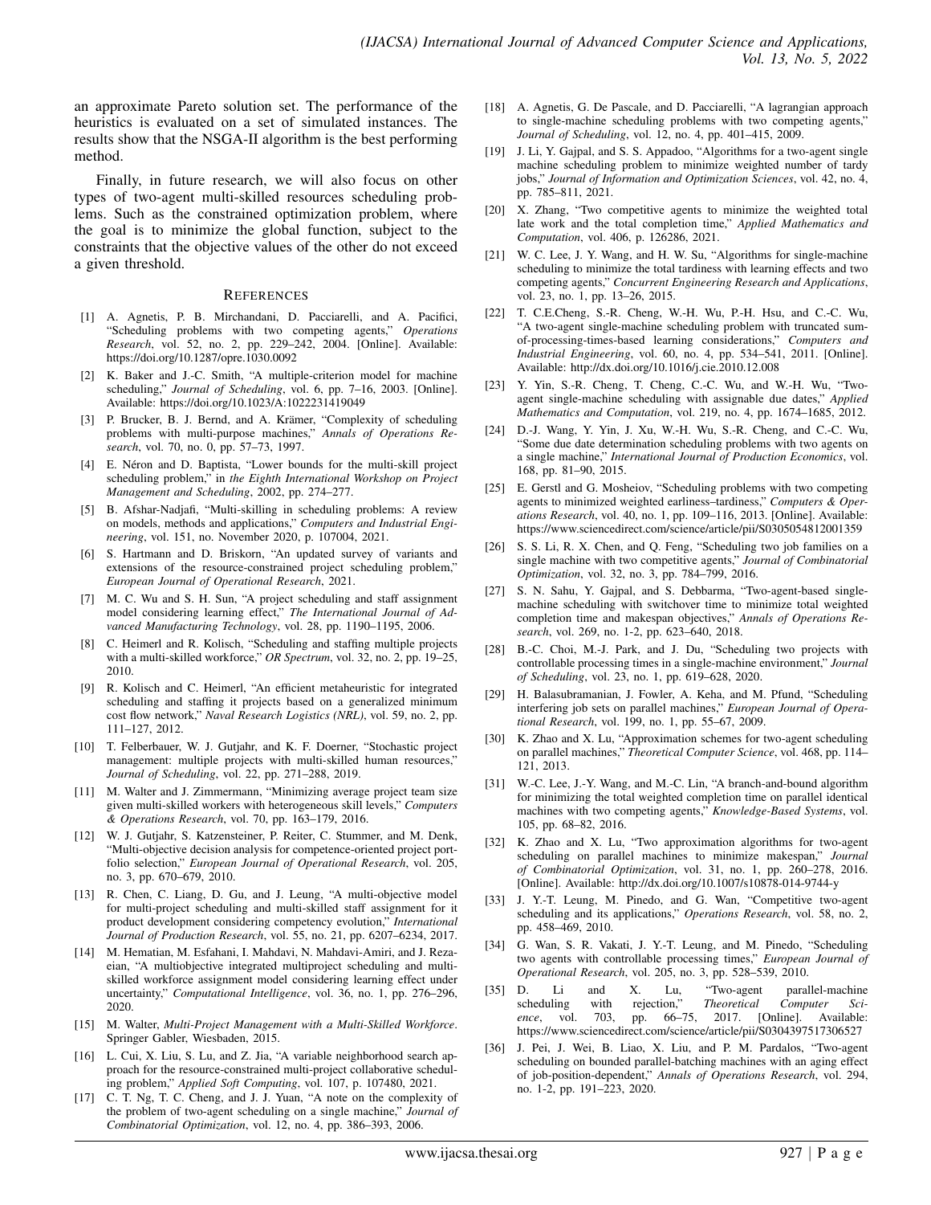an approximate Pareto solution set. The performance of the heuristics is evaluated on a set of simulated instances. The results show that the NSGA-II algorithm is the best performing method.

Finally, in future research, we will also focus on other types of two-agent multi-skilled resources scheduling problems. Such as the constrained optimization problem, where the goal is to minimize the global function, subject to the constraints that the objective values of the other do not exceed a given threshold.

## REFERENCES

[1] A. Agnetis, P. B. Mirchandani, D. Pacciarelli, and A. Pacifici, "Scheduling problems with two competing agents," *Operations Research*, vol. 52, no. 2, pp. 229–242, 2004. [Online]. Available: https://doi.org/10.1287/opre.1030.0092

[2] K. Baker and J.-C. Smith, "A multiple-criterion model for machine scheduling," *Journal of Scheduling*, vol. 6, pp. 7–16, 2003. [Online]. Available: https://doi.org/10.1023/A:1022231419049

[3] P. Brucker, B. J. Bernd, and A. Krämer, "Complexity of scheduling problems with multi-purpose machines," *Annals of Operations Research*, vol. 70, no. 0, pp. 57–73, 1997.

[4] E. Néron and D. Baptista, "Lower bounds for the multi-skill project scheduling problem," in *the Eighth International Workshop on Project Management and Scheduling*, 2002, pp. 274–277.

[5] B. Afshar-Nadjafi, "Multi-skilling in scheduling problems: A review on models, methods and applications," *Computers and Industrial Engineering*, vol. 151, no. November 2020, p. 107004, 2021.

[6] S. Hartmann and D. Briskorn, "An updated survey of variants and extensions of the resource-constrained project scheduling problem," *European Journal of Operational Research*, 2021.

[7] M. C. Wu and S. H. Sun, "A project scheduling and staff assignment model considering learning effect," *The International Journal of Advanced Manufacturing Technology*, vol. 28, pp. 1190–1195, 2006.

[8] C. Heimerl and R. Kolisch, "Scheduling and staffing multiple projects with a multi-skilled workforce," *OR Spectrum*, vol. 32, no. 2, pp. 19–25, 2010.

[9] R. Kolisch and C. Heimerl, "An efficient metaheuristic for integrated scheduling and staffing it projects based on a generalized minimum cost flow network," *Naval Research Logistics (NRL)*, vol. 59, no. 2, pp. 111–127, 2012.

[10] T. Felberbauer, W. J. Gutjahr, and K. F. Doerner, "Stochastic project management: multiple projects with multi-skilled human resources," *Journal of Scheduling*, vol. 22, pp. 271–288, 2019.

[11] M. Walter and J. Zimmermann, "Minimizing average project team size given multi-skilled workers with heterogeneous skill levels," *Computers & Operations Research*, vol. 70, pp. 163–179, 2016.

[12] W. J. Gutjahr, S. Katzensteiner, P. Reiter, C. Stummer, and M. Denk, "Multi-objective decision analysis for competence-oriented project portfolio selection," *European Journal of Operational Research*, vol. 205, no. 3, pp. 670–679, 2010.

[13] R. Chen, C. Liang, D. Gu, and J. Leung, "A multi-objective model for multi-project scheduling and multi-skilled staff assignment for it product development considering competency evolution," *International Journal of Production Research*, vol. 55, no. 21, pp. 6207–6234, 2017.

[14] M. Hematian, M. Esfahani, I. Mahdavi, N. Mahdavi-Amiri, and J. Rezaeian, "A multiobjective integrated multiproject scheduling and multi-skilled workforce assignment model considering learning effect under uncertainty," *Computational Intelligence*, vol. 36, no. 1, pp. 276–296, 2020.

[15] M. Walter, *Multi-Project Management with a Multi-Skilled Workforce*. Springer Gabler, Wiesbaden, 2015.

[16] L. Cui, X. Liu, S. Lu, and Z. Jia, "A variable neighborhood search approach for the resource-constrained multi-project collaborative scheduling problem," *Applied Soft Computing*, vol. 107, p. 107480, 2021.

[17] C. T. Ng, T. C. Cheng, and J. J. Yuan, "A note on the complexity of the problem of two-agent scheduling on a single machine," *Journal of Combinatorial Optimization*, vol. 12, no. 4, pp. 386–393, 2006.

[18] A. Agnetis, G. De Pascale, and D. Pacciarelli, "A lagrangian approach to single-machine scheduling problems with two competing agents," *Journal of Scheduling*, vol. 12, no. 4, pp. 401–415, 2009.

[19] J. Li, Y. Gajpal, and S. S. Appadoo, "Algorithms for a two-agent single machine scheduling problem to minimize weighted number of tardy jobs," *Journal of Information and Optimization Sciences*, vol. 42, no. 4, pp. 785–811, 2021.

[20] X. Zhang, "Two competitive agents to minimize the weighted total late work and the total completion time," *Applied Mathematics and Computation*, vol. 406, p. 126286, 2021.

[21] W. C. Lee, J. Y. Wang, and H. W. Su, "Algorithms for single-machine scheduling to minimize the total tardiness with learning effects and two competing agents," *Concurrent Engineering Research and Applications*, vol. 23, no. 1, pp. 13–26, 2015.

[22] T. C.E.Cheng, S.-R. Cheng, W.-H. Wu, P.-H. Hsu, and C.-C. Wu, "A two-agent single-machine scheduling problem with truncated sum-of-processing-times-based learning considerations," *Computers and Industrial Engineering*, vol. 60, no. 4, pp. 534–541, 2011. [Online]. Available: http://dx.doi.org/10.1016/j.cie.2010.12.008

[23] Y. Yin, S.-R. Cheng, T. Cheng, C.-C. Wu, and W.-H. Wu, "Two-agent single-machine scheduling with assignable due dates," *Applied Mathematics and Computation*, vol. 219, no. 4, pp. 1674–1685, 2012.

[24] D.-J. Wang, Y. Yin, J. Xu, W.-H. Wu, S.-R. Cheng, and C.-C. Wu, "Some due date determination scheduling problems with two agents on a single machine," *International Journal of Production Economics*, vol. 168, pp. 81–90, 2015.

[25] E. Gerstl and G. Mosheiov, "Scheduling problems with two competing agents to minimized weighted earliness–tardiness," *Computers & Operations Research*, vol. 40, no. 1, pp. 109–116, 2013. [Online]. Available: https://www.sciencedirect.com/science/article/pii/S0305054812001359

[26] S. S. Li, R. X. Chen, and Q. Feng, "Scheduling two job families on a single machine with two competitive agents," *Journal of Combinatorial Optimization*, vol. 32, no. 3, pp. 784–799, 2016.

[27] S. N. Sahu, Y. Gajpal, and S. Debbarma, "Two-agent-based single-machine scheduling with switchover time to minimize total weighted completion time and makespan objectives," *Annals of Operations Research*, vol. 269, no. 1-2, pp. 623–640, 2018.

[28] B.-C. Choi, M.-J. Park, and J. Du, "Scheduling two projects with controllable processing times in a single-machine environment," *Journal of Scheduling*, vol. 23, no. 1, pp. 619–628, 2020.

[29] H. Balasubramanian, J. Fowler, A. Keha, and M. Pfund, "Scheduling interfering job sets on parallel machines," *European Journal of Operational Research*, vol. 199, no. 1, pp. 55–67, 2009.

[30] K. Zhao and X. Lu, "Approximation schemes for two-agent scheduling on parallel machines," *Theoretical Computer Science*, vol. 468, pp. 114–121, 2013.

[31] W.-C. Lee, J.-Y. Wang, and M.-C. Lin, "A branch-and-bound algorithm for minimizing the total weighted completion time on parallel identical machines with two competing agents," *Knowledge-Based Systems*, vol. 105, pp. 68–82, 2016.

[32] K. Zhao and X. Lu, "Two approximation algorithms for two-agent scheduling on parallel machines to minimize makespan," *Journal of Combinatorial Optimization*, vol. 31, no. 1, pp. 260–278, 2016. [Online]. Available: http://dx.doi.org/10.1007/s10878-014-9744-y

[33] J. Y.-T. Leung, M. Pinedo, and G. Wan, "Competitive two-agent scheduling and its applications," *Operations Research*, vol. 58, no. 2, pp. 458–469, 2010.

[34] G. Wan, S. R. Vakati, J. Y.-T. Leung, and M. Pinedo, "Scheduling two agents with controllable processing times," *European Journal of Operational Research*, vol. 205, no. 3, pp. 528–539, 2010.

[35] D. Li and X. Lu, "Two-agent parallel-machine scheduling with rejection," *Theoretical Computer Science*, vol. 703, pp. 66–75, 2017. [Online]. Available: https://www.sciencedirect.com/science/article/pii/S0304397517306527

[36] J. Pei, J. Wei, B. Liao, X. Liu, and P. M. Pardalos, "Two-agent scheduling on bounded parallel-batching machines with an aging effect of job-position-dependent," *Annals of Operations Research*, vol. 294, no. 1-2, pp. 191–223, 2020.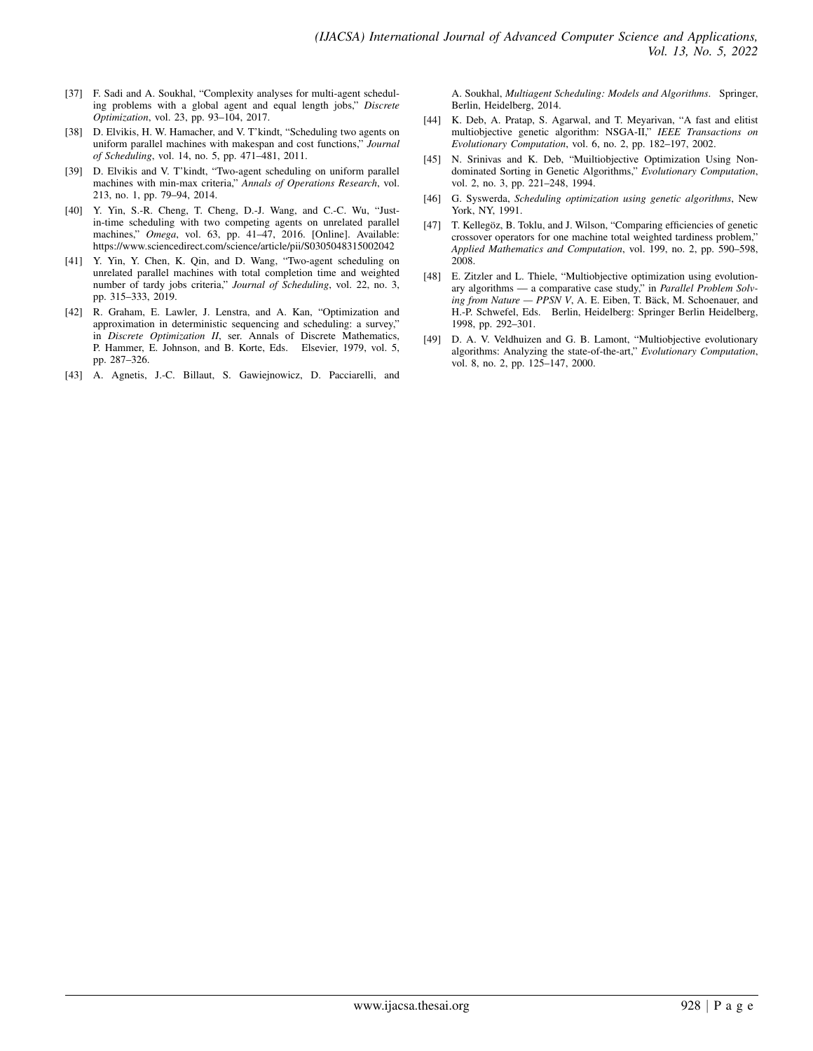[37] F. Sadi and A. Soukhal, "Complexity analyses for multi-agent scheduling problems with a global agent and equal length jobs," *Discrete Optimization*, vol. 23, pp. 93–104, 2017.

[38] D. Elvikis, H. W. Hamacher, and V. T'kindt, "Scheduling two agents on uniform parallel machines with makespan and cost functions," *Journal of Scheduling*, vol. 14, no. 5, pp. 471–481, 2011.

[39] D. Elvikis and V. T'kindt, "Two-agent scheduling on uniform parallel machines with min-max criteria," *Annals of Operations Research*, vol. 213, no. 1, pp. 79–94, 2014.

[40] Y. Yin, S.-R. Cheng, T. Cheng, D.-J. Wang, and C.-C. Wu, "Just-in-time scheduling with two competing agents on unrelated parallel machines," *Omega*, vol. 63, pp. 41–47, 2016. [Online]. Available: https://www.sciencedirect.com/science/article/pii/S0305048315002042

[41] Y. Yin, Y. Chen, K. Qin, and D. Wang, "Two-agent scheduling on unrelated parallel machines with total completion time and weighted number of tardy jobs criteria," *Journal of Scheduling*, vol. 22, no. 3, pp. 315–333, 2019.

[42] R. Graham, E. Lawler, J. Lenstra, and A. Kan, "Optimization and approximation in deterministic sequencing and scheduling: a survey," in *Discrete Optimization II*, ser. Annals of Discrete Mathematics, P. Hammer, E. Johnson, and B. Korte, Eds. Elsevier, 1979, vol. 5, pp. 287–326.

[43] A. Agnetis, J.-C. Billaut, S. Gawiejnowicz, D. Pacciarelli, and A. Soukhal, *Multiagent Scheduling: Models and Algorithms*. Springer, Berlin, Heidelberg, 2014.

[44] K. Deb, A. Pratap, S. Agarwal, and T. Meyarivan, "A fast and elitist multiobjective genetic algorithm: NSGA-II," *IEEE Transactions on Evolutionary Computation*, vol. 6, no. 2, pp. 182–197, 2002.

[45] N. Srinivas and K. Deb, "Muiltiobjective Optimization Using Nondominated Sorting in Genetic Algorithms," *Evolutionary Computation*, vol. 2, no. 3, pp. 221–248, 1994.

[46] G. Syswerda, *Scheduling optimization using genetic algorithms*, New York, NY, 1991.

[47] T. Kellegöz, B. Toklu, and J. Wilson, "Comparing efficiencies of genetic crossover operators for one machine total weighted tardiness problem," *Applied Mathematics and Computation*, vol. 199, no. 2, pp. 590–598, 2008.

[48] E. Zitzler and L. Thiele, "Multiobjective optimization using evolutionary algorithms — a comparative case study," in *Parallel Problem Solving from Nature — PPSN V*, A. E. Eiben, T. Bäck, M. Schoenauer, and H.-P. Schwefel, Eds. Berlin, Heidelberg: Springer Berlin Heidelberg, 1998, pp. 292–301.

[49] D. A. V. Veldhuizen and G. B. Lamont, "Multiobjective evolutionary algorithms: Analyzing the state-of-the-art," *Evolutionary Computation*, vol. 8, no. 2, pp. 125–147, 2000.